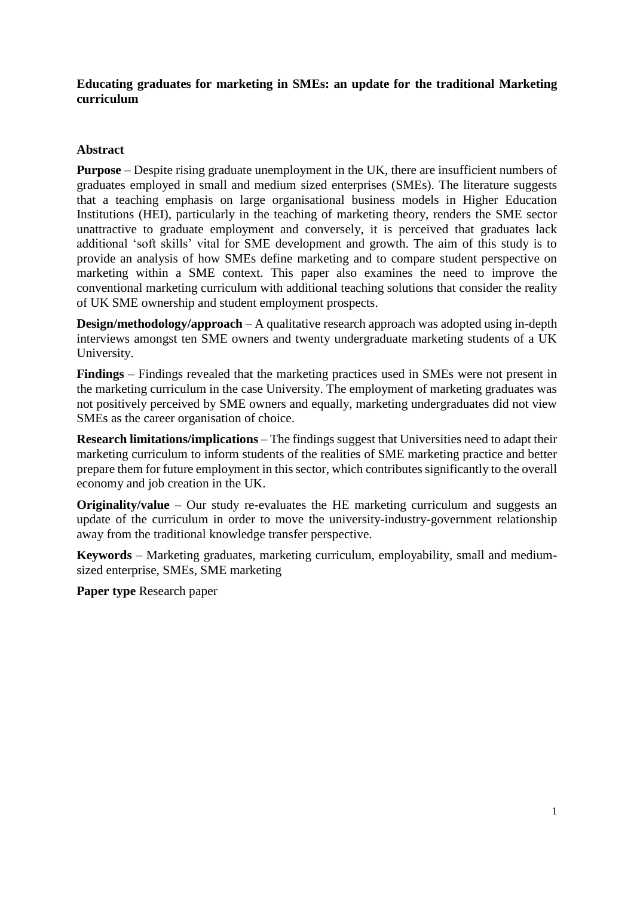# Educating graduates for marketing in SMEs: an update for the traditional Marketing curriculum

## Abstract

**Purpose** – Despite rising graduate unemployment in the UK, there are insufficient numbers of graduates employed in small and medium sized enterprises (SMEs). The literature suggests that a teaching emphasis on large organisational business models in Higher Education Institutions (HEI), particularly in the teaching of marketing theory, renders the SME sector unattractive to graduate employment and conversely, it is perceived that graduates lack additional 'soft skills' vital for SME development and growth. The aim of this study is to provide an analysis of how SMEs define marketing and to compare student perspective on marketing within a SME context. This paper also examines the need to improve the conventional marketing curriculum with additional teaching solutions that consider the reality of UK SME ownership and student employment prospects.

**Design/methodology/approach** – A qualitative research approach was adopted using in-depth interviews amongst ten SME owners and twenty undergraduate marketing students of a UK University.

**Findings** – Findings revealed that the marketing practices used in SMEs were not present in the marketing curriculum in the case University. The employment of marketing graduates was not positively perceived by SME owners and equally, marketing undergraduates did not view SMEs as the career organisation of choice.

**Research limitations/implications** – The findings suggest that Universities need to adapt their marketing curriculum to inform students of the realities of SME marketing practice and better prepare them for future employment in this sector, which contributes significantly to the overall economy and job creation in the UK.

**Originality/value** – Our study re-evaluates the HE marketing curriculum and suggests an update of the curriculum in order to move the university-industry-government relationship away from the traditional knowledge transfer perspective.

**Keywords** – Marketing graduates, marketing curriculum, employability, small and medium-sized enterprise, SMEs, SME marketing

**Paper type** Research paper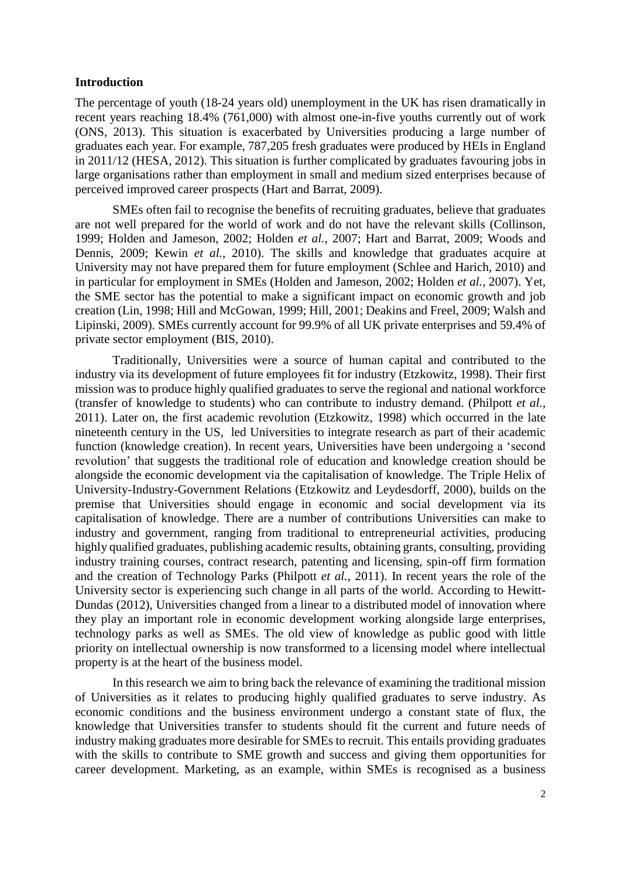## Introduction

The percentage of youth (18-24 years old) unemployment in the UK has risen dramatically in recent years reaching 18.4% (761,000) with almost one-in-five youths currently out of work (ONS, 2013). This situation is exacerbated by Universities producing a large number of graduates each year. For example, 787,205 fresh graduates were produced by HEIs in England in 2011/12 (HESA, 2012). This situation is further complicated by graduates favouring jobs in large organisations rather than employment in small and medium sized enterprises because of perceived improved career prospects (Hart and Barrat, 2009).

SMEs often fail to recognise the benefits of recruiting graduates, believe that graduates are not well prepared for the world of work and do not have the relevant skills (Collinson, 1999; Holden and Jameson, 2002; Holden *et al.*, 2007; Hart and Barrat, 2009; Woods and Dennis, 2009; Kewin *et al.*, 2010). The skills and knowledge that graduates acquire at University may not have prepared them for future employment (Schlee and Harich, 2010) and in particular for employment in SMEs (Holden and Jameson, 2002; Holden *et al.*, 2007). Yet, the SME sector has the potential to make a significant impact on economic growth and job creation (Lin, 1998; Hill and McGowan, 1999; Hill, 2001; Deakins and Freel, 2009; Walsh and Lipinski, 2009). SMEs currently account for 99.9% of all UK private enterprises and 59.4% of private sector employment (BIS, 2010).

Traditionally, Universities were a source of human capital and contributed to the industry via its development of future employees fit for industry (Etzkowitz, 1998). Their first mission was to produce highly qualified graduates to serve the regional and national workforce (transfer of knowledge to students) who can contribute to industry demand. (Philpott *et al.*, 2011). Later on, the first academic revolution (Etzkowitz, 1998) which occurred in the late nineteenth century in the US, led Universities to integrate research as part of their academic function (knowledge creation). In recent years, Universities have been undergoing a 'second revolution' that suggests the traditional role of education and knowledge creation should be alongside the economic development via the capitalisation of knowledge. The Triple Helix of University-Industry-Government Relations (Etzkowitz and Leydesdorff, 2000), builds on the premise that Universities should engage in economic and social development via its capitalisation of knowledge. There are a number of contributions Universities can make to industry and government, ranging from traditional to entrepreneurial activities, producing highly qualified graduates, publishing academic results, obtaining grants, consulting, providing industry training courses, contract research, patenting and licensing, spin-off firm formation and the creation of Technology Parks (Philpott *et al.*, 2011). In recent years the role of the University sector is experiencing such change in all parts of the world. According to Hewitt-Dundas (2012), Universities changed from a linear to a distributed model of innovation where they play an important role in economic development working alongside large enterprises, technology parks as well as SMEs. The old view of knowledge as public good with little priority on intellectual ownership is now transformed to a licensing model where intellectual property is at the heart of the business model.

In this research we aim to bring back the relevance of examining the traditional mission of Universities as it relates to producing highly qualified graduates to serve industry. As economic conditions and the business environment undergo a constant state of flux, the knowledge that Universities transfer to students should fit the current and future needs of industry making graduates more desirable for SMEs to recruit. This entails providing graduates with the skills to contribute to SME growth and success and giving them opportunities for career development. Marketing, as an example, within SMEs is recognised as a business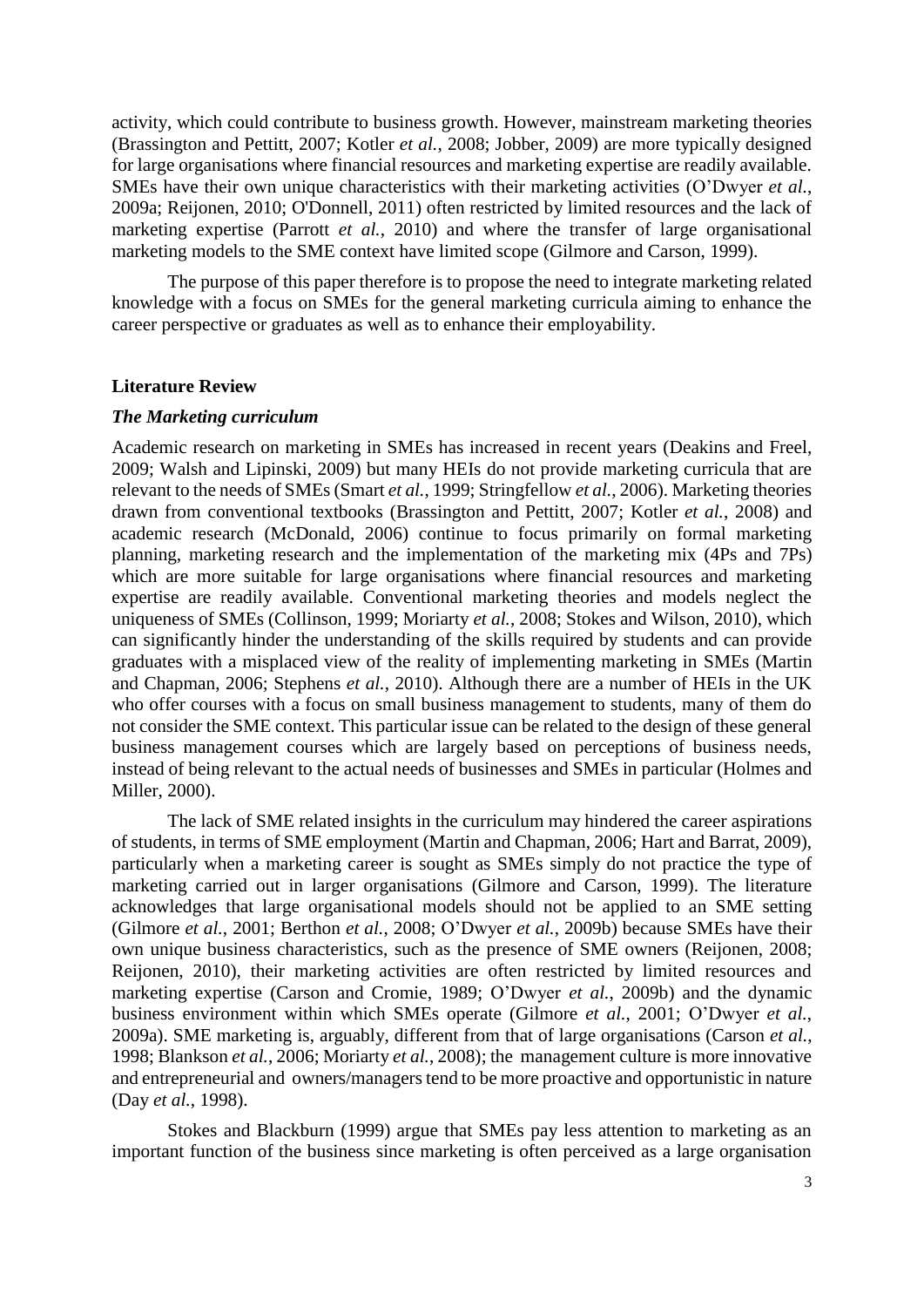activity, which could contribute to business growth. However, mainstream marketing theories (Brassington and Pettitt, 2007; Kotler *et al.*, 2008; Jobber, 2009) are more typically designed for large organisations where financial resources and marketing expertise are readily available. SMEs have their own unique characteristics with their marketing activities (O'Dwyer *et al.*, 2009a; Reijonen, 2010; O'Donnell, 2011) often restricted by limited resources and the lack of marketing expertise (Parrott *et al.*, 2010) and where the transfer of large organisational marketing models to the SME context have limited scope (Gilmore and Carson, 1999).

The purpose of this paper therefore is to propose the need to integrate marketing related knowledge with a focus on SMEs for the general marketing curricula aiming to enhance the career perspective or graduates as well as to enhance their employability.

## Literature Review

### *The Marketing curriculum*

Academic research on marketing in SMEs has increased in recent years (Deakins and Freel, 2009; Walsh and Lipinski, 2009) but many HEIs do not provide marketing curricula that are relevant to the needs of SMEs (Smart *et al.*, 1999; Stringfellow *et al.*, 2006). Marketing theories drawn from conventional textbooks (Brassington and Pettitt, 2007; Kotler *et al.*, 2008) and academic research (McDonald, 2006) continue to focus primarily on formal marketing planning, marketing research and the implementation of the marketing mix (4Ps and 7Ps) which are more suitable for large organisations where financial resources and marketing expertise are readily available. Conventional marketing theories and models neglect the uniqueness of SMEs (Collinson, 1999; Moriarty *et al.*, 2008; Stokes and Wilson, 2010), which can significantly hinder the understanding of the skills required by students and can provide graduates with a misplaced view of the reality of implementing marketing in SMEs (Martin and Chapman, 2006; Stephens *et al.*, 2010). Although there are a number of HEIs in the UK who offer courses with a focus on small business management to students, many of them do not consider the SME context. This particular issue can be related to the design of these general business management courses which are largely based on perceptions of business needs, instead of being relevant to the actual needs of businesses and SMEs in particular (Holmes and Miller, 2000).

The lack of SME related insights in the curriculum may hindered the career aspirations of students, in terms of SME employment (Martin and Chapman, 2006; Hart and Barrat, 2009), particularly when a marketing career is sought as SMEs simply do not practice the type of marketing carried out in larger organisations (Gilmore and Carson, 1999). The literature acknowledges that large organisational models should not be applied to an SME setting (Gilmore *et al.*, 2001; Berthon *et al.*, 2008; O'Dwyer *et al.*, 2009b) because SMEs have their own unique business characteristics, such as the presence of SME owners (Reijonen, 2008; Reijonen, 2010), their marketing activities are often restricted by limited resources and marketing expertise (Carson and Cromie, 1989; O'Dwyer *et al.*, 2009b) and the dynamic business environment within which SMEs operate (Gilmore *et al.*, 2001; O'Dwyer *et al.*, 2009a). SME marketing is, arguably, different from that of large organisations (Carson *et al.*, 1998; Blankson *et al.*, 2006; Moriarty *et al.*, 2008); the management culture is more innovative and entrepreneurial and owners/managers tend to be more proactive and opportunistic in nature (Day *et al.*, 1998).

Stokes and Blackburn (1999) argue that SMEs pay less attention to marketing as an important function of the business since marketing is often perceived as a large organisation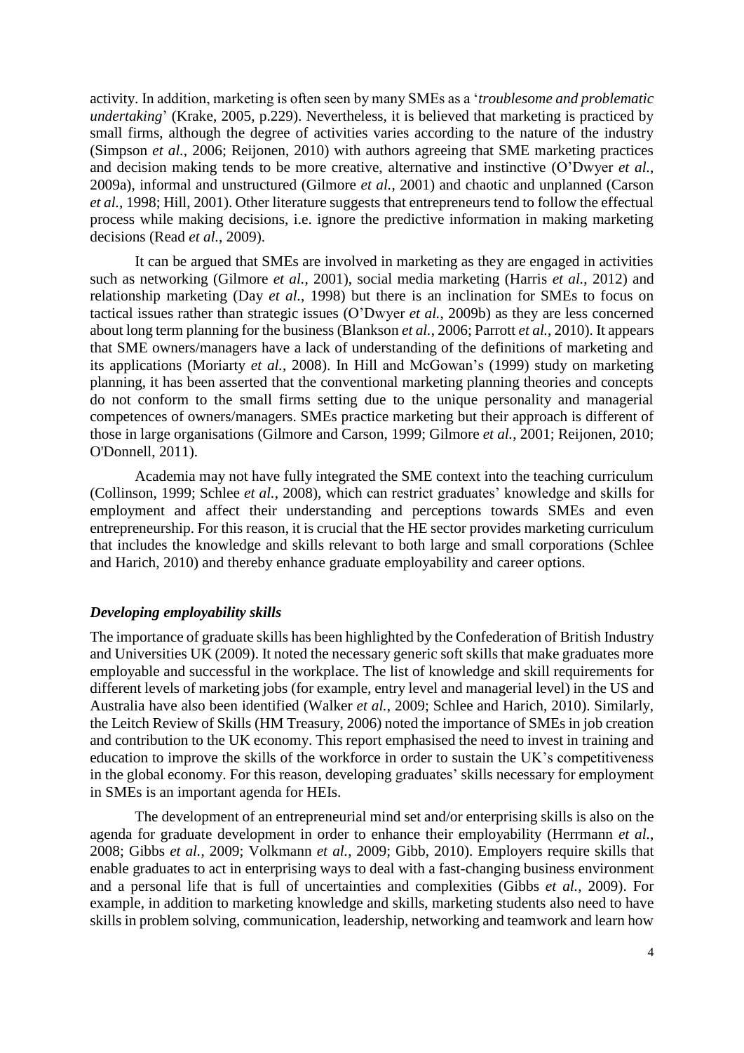activity. In addition, marketing is often seen by many SMEs as a '*troublesome and problematic undertaking*' (Krake, 2005, p.229). Nevertheless, it is believed that marketing is practiced by small firms, although the degree of activities varies according to the nature of the industry (Simpson *et al.*, 2006; Reijonen, 2010) with authors agreeing that SME marketing practices and decision making tends to be more creative, alternative and instinctive (O'Dwyer *et al.*, 2009a), informal and unstructured (Gilmore *et al.*, 2001) and chaotic and unplanned (Carson *et al.*, 1998; Hill, 2001). Other literature suggests that entrepreneurs tend to follow the effectual process while making decisions, i.e. ignore the predictive information in making marketing decisions (Read *et al.*, 2009).

It can be argued that SMEs are involved in marketing as they are engaged in activities such as networking (Gilmore *et al.*, 2001), social media marketing (Harris *et al.*, 2012) and relationship marketing (Day *et al.*, 1998) but there is an inclination for SMEs to focus on tactical issues rather than strategic issues (O'Dwyer *et al.*, 2009b) as they are less concerned about long term planning for the business (Blankson *et al.*, 2006; Parrott *et al.*, 2010). It appears that SME owners/managers have a lack of understanding of the definitions of marketing and its applications (Moriarty *et al.*, 2008). In Hill and McGowan's (1999) study on marketing planning, it has been asserted that the conventional marketing planning theories and concepts do not conform to the small firms setting due to the unique personality and managerial competences of owners/managers. SMEs practice marketing but their approach is different of those in large organisations (Gilmore and Carson, 1999; Gilmore *et al.*, 2001; Reijonen, 2010; O'Donnell, 2011).

Academia may not have fully integrated the SME context into the teaching curriculum (Collinson, 1999; Schlee *et al.*, 2008), which can restrict graduates' knowledge and skills for employment and affect their understanding and perceptions towards SMEs and even entrepreneurship. For this reason, it is crucial that the HE sector provides marketing curriculum that includes the knowledge and skills relevant to both large and small corporations (Schlee and Harich, 2010) and thereby enhance graduate employability and career options.

### *Developing employability skills*

The importance of graduate skills has been highlighted by the Confederation of British Industry and Universities UK (2009). It noted the necessary generic soft skills that make graduates more employable and successful in the workplace. The list of knowledge and skill requirements for different levels of marketing jobs (for example, entry level and managerial level) in the US and Australia have also been identified (Walker *et al.*, 2009; Schlee and Harich, 2010). Similarly, the Leitch Review of Skills (HM Treasury, 2006) noted the importance of SMEs in job creation and contribution to the UK economy. This report emphasised the need to invest in training and education to improve the skills of the workforce in order to sustain the UK's competitiveness in the global economy. For this reason, developing graduates' skills necessary for employment in SMEs is an important agenda for HEIs.

The development of an entrepreneurial mind set and/or enterprising skills is also on the agenda for graduate development in order to enhance their employability (Herrmann *et al.*, 2008; Gibbs *et al.*, 2009; Volkmann *et al.*, 2009; Gibb, 2010). Employers require skills that enable graduates to act in enterprising ways to deal with a fast-changing business environment and a personal life that is full of uncertainties and complexities (Gibbs *et al.*, 2009). For example, in addition to marketing knowledge and skills, marketing students also need to have skills in problem solving, communication, leadership, networking and teamwork and learn how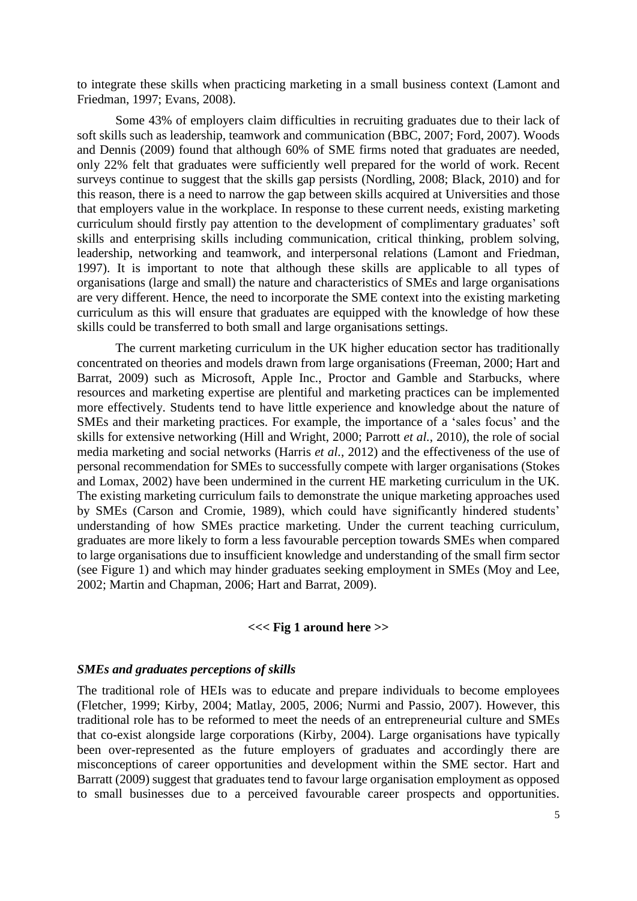to integrate these skills when practicing marketing in a small business context (Lamont and Friedman, 1997; Evans, 2008).

Some 43% of employers claim difficulties in recruiting graduates due to their lack of soft skills such as leadership, teamwork and communication (BBC, 2007; Ford, 2007). Woods and Dennis (2009) found that although 60% of SME firms noted that graduates are needed, only 22% felt that graduates were sufficiently well prepared for the world of work. Recent surveys continue to suggest that the skills gap persists (Nordling, 2008; Black, 2010) and for this reason, there is a need to narrow the gap between skills acquired at Universities and those that employers value in the workplace. In response to these current needs, existing marketing curriculum should firstly pay attention to the development of complimentary graduates' soft skills and enterprising skills including communication, critical thinking, problem solving, leadership, networking and teamwork, and interpersonal relations (Lamont and Friedman, 1997). It is important to note that although these skills are applicable to all types of organisations (large and small) the nature and characteristics of SMEs and large organisations are very different. Hence, the need to incorporate the SME context into the existing marketing curriculum as this will ensure that graduates are equipped with the knowledge of how these skills could be transferred to both small and large organisations settings.

The current marketing curriculum in the UK higher education sector has traditionally concentrated on theories and models drawn from large organisations (Freeman, 2000; Hart and Barrat, 2009) such as Microsoft, Apple Inc., Proctor and Gamble and Starbucks, where resources and marketing expertise are plentiful and marketing practices can be implemented more effectively. Students tend to have little experience and knowledge about the nature of SMEs and their marketing practices. For example, the importance of a 'sales focus' and the skills for extensive networking (Hill and Wright, 2000; Parrott *et al.*, 2010), the role of social media marketing and social networks (Harris *et al.*, 2012) and the effectiveness of the use of personal recommendation for SMEs to successfully compete with larger organisations (Stokes and Lomax, 2002) have been undermined in the current HE marketing curriculum in the UK. The existing marketing curriculum fails to demonstrate the unique marketing approaches used by SMEs (Carson and Cromie, 1989), which could have significantly hindered students' understanding of how SMEs practice marketing. Under the current teaching curriculum, graduates are more likely to form a less favourable perception towards SMEs when compared to large organisations due to insufficient knowledge and understanding of the small firm sector (see Figure 1) and which may hinder graduates seeking employment in SMEs (Moy and Lee, 2002; Martin and Chapman, 2006; Hart and Barrat, 2009).

**<<< Fig 1 around here >>**

### *SMEs and graduates perceptions of skills*

The traditional role of HEIs was to educate and prepare individuals to become employees (Fletcher, 1999; Kirby, 2004; Matlay, 2005, 2006; Nurmi and Passio, 2007). However, this traditional role has to be reformed to meet the needs of an entrepreneurial culture and SMEs that co-exist alongside large corporations (Kirby, 2004). Large organisations have typically been over-represented as the future employers of graduates and accordingly there are misconceptions of career opportunities and development within the SME sector. Hart and Barratt (2009) suggest that graduates tend to favour large organisation employment as opposed to small businesses due to a perceived favourable career prospects and opportunities.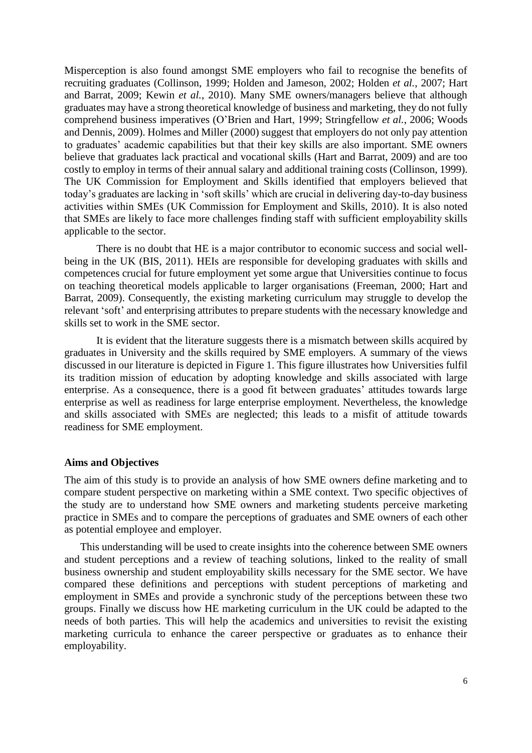Misperception is also found amongst SME employers who fail to recognise the benefits of recruiting graduates (Collinson, 1999; Holden and Jameson, 2002; Holden *et al.*, 2007; Hart and Barrat, 2009; Kewin *et al.*, 2010). Many SME owners/managers believe that although graduates may have a strong theoretical knowledge of business and marketing, they do not fully comprehend business imperatives (O'Brien and Hart, 1999; Stringfellow *et al.*, 2006; Woods and Dennis, 2009). Holmes and Miller (2000) suggest that employers do not only pay attention to graduates' academic capabilities but that their key skills are also important. SME owners believe that graduates lack practical and vocational skills (Hart and Barrat, 2009) and are too costly to employ in terms of their annual salary and additional training costs (Collinson, 1999). The UK Commission for Employment and Skills identified that employers believed that today's graduates are lacking in 'soft skills' which are crucial in delivering day-to-day business activities within SMEs (UK Commission for Employment and Skills, 2010). It is also noted that SMEs are likely to face more challenges finding staff with sufficient employability skills applicable to the sector.

There is no doubt that HE is a major contributor to economic success and social well-being in the UK (BIS, 2011). HEIs are responsible for developing graduates with skills and competences crucial for future employment yet some argue that Universities continue to focus on teaching theoretical models applicable to larger organisations (Freeman, 2000; Hart and Barrat, 2009). Consequently, the existing marketing curriculum may struggle to develop the relevant 'soft' and enterprising attributes to prepare students with the necessary knowledge and skills set to work in the SME sector.

It is evident that the literature suggests there is a mismatch between skills acquired by graduates in University and the skills required by SME employers. A summary of the views discussed in our literature is depicted in Figure 1. This figure illustrates how Universities fulfil its tradition mission of education by adopting knowledge and skills associated with large enterprise. As a consequence, there is a good fit between graduates' attitudes towards large enterprise as well as readiness for large enterprise employment. Nevertheless, the knowledge and skills associated with SMEs are neglected; this leads to a misfit of attitude towards readiness for SME employment.

**Aims and Objectives**

The aim of this study is to provide an analysis of how SME owners define marketing and to compare student perspective on marketing within a SME context. Two specific objectives of the study are to understand how SME owners and marketing students perceive marketing practice in SMEs and to compare the perceptions of graduates and SME owners of each other as potential employee and employer.

This understanding will be used to create insights into the coherence between SME owners and student perceptions and a review of teaching solutions, linked to the reality of small business ownership and student employability skills necessary for the SME sector. We have compared these definitions and perceptions with student perceptions of marketing and employment in SMEs and provide a synchronic study of the perceptions between these two groups. Finally we discuss how HE marketing curriculum in the UK could be adapted to the needs of both parties. This will help the academics and universities to revisit the existing marketing curricula to enhance the career perspective or graduates as to enhance their employability.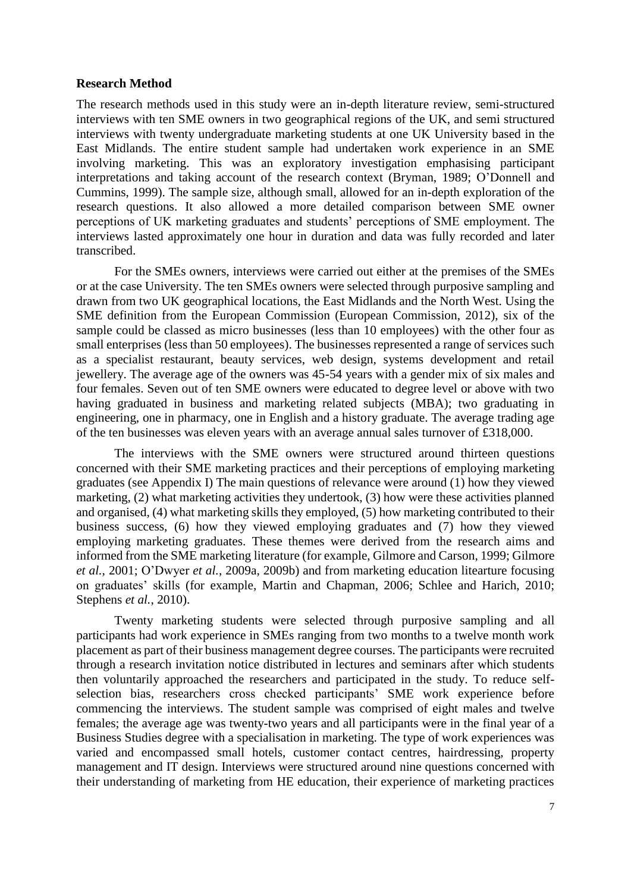## Research Method

The research methods used in this study were an in-depth literature review, semi-structured interviews with ten SME owners in two geographical regions of the UK, and semi structured interviews with twenty undergraduate marketing students at one UK University based in the East Midlands. The entire student sample had undertaken work experience in an SME involving marketing. This was an exploratory investigation emphasising participant interpretations and taking account of the research context (Bryman, 1989; O'Donnell and Cummins, 1999). The sample size, although small, allowed for an in-depth exploration of the research questions. It also allowed a more detailed comparison between SME owner perceptions of UK marketing graduates and students' perceptions of SME employment. The interviews lasted approximately one hour in duration and data was fully recorded and later transcribed.

For the SMEs owners, interviews were carried out either at the premises of the SMEs or at the case University. The ten SMEs owners were selected through purposive sampling and drawn from two UK geographical locations, the East Midlands and the North West. Using the SME definition from the European Commission (European Commission, 2012), six of the sample could be classed as micro businesses (less than 10 employees) with the other four as small enterprises (less than 50 employees). The businesses represented a range of services such as a specialist restaurant, beauty services, web design, systems development and retail jewellery. The average age of the owners was 45-54 years with a gender mix of six males and four females. Seven out of ten SME owners were educated to degree level or above with two having graduated in business and marketing related subjects (MBA); two graduating in engineering, one in pharmacy, one in English and a history graduate. The average trading age of the ten businesses was eleven years with an average annual sales turnover of £318,000.

The interviews with the SME owners were structured around thirteen questions concerned with their SME marketing practices and their perceptions of employing marketing graduates (see Appendix I) The main questions of relevance were around (1) how they viewed marketing, (2) what marketing activities they undertook, (3) how were these activities planned and organised, (4) what marketing skills they employed, (5) how marketing contributed to their business success, (6) how they viewed employing graduates and (7) how they viewed employing marketing graduates. These themes were derived from the research aims and informed from the SME marketing literature (for example, Gilmore and Carson, 1999; Gilmore *et al.*, 2001; O'Dwyer *et al.*, 2009a, 2009b) and from marketing education litearture focusing on graduates' skills (for example, Martin and Chapman, 2006; Schlee and Harich, 2010; Stephens *et al.*, 2010).

Twenty marketing students were selected through purposive sampling and all participants had work experience in SMEs ranging from two months to a twelve month work placement as part of their business management degree courses. The participants were recruited through a research invitation notice distributed in lectures and seminars after which students then voluntarily approached the researchers and participated in the study. To reduce self-selection bias, researchers cross checked participants' SME work experience before commencing the interviews. The student sample was comprised of eight males and twelve females; the average age was twenty-two years and all participants were in the final year of a Business Studies degree with a specialisation in marketing. The type of work experiences was varied and encompassed small hotels, customer contact centres, hairdressing, property management and IT design. Interviews were structured around nine questions concerned with their understanding of marketing from HE education, their experience of marketing practices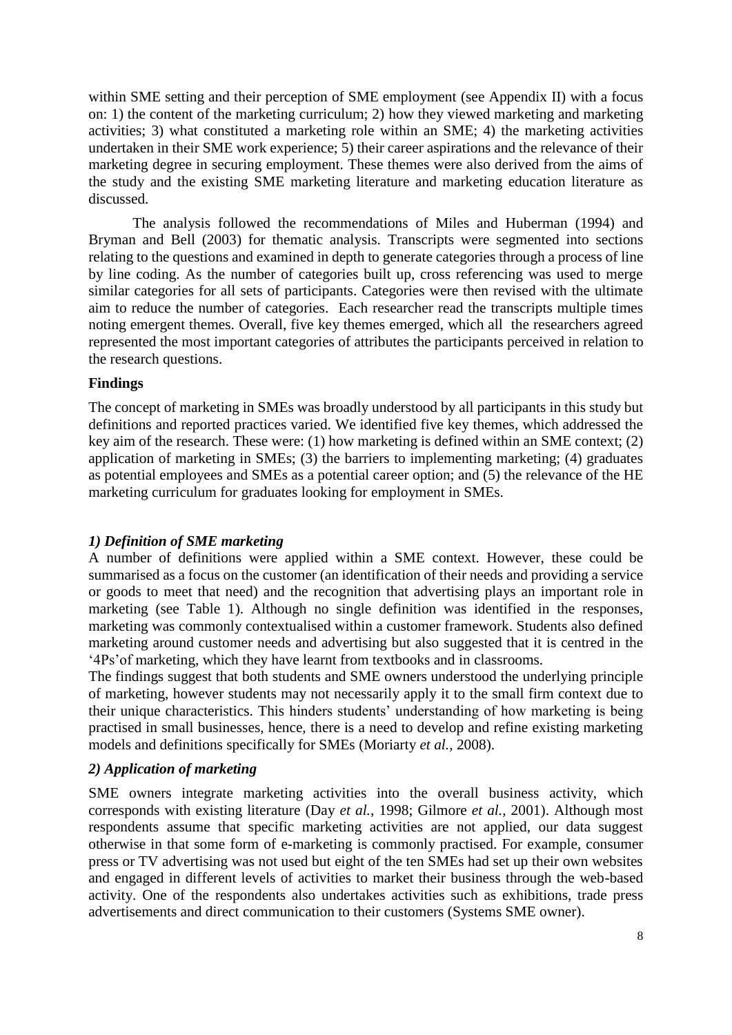within SME setting and their perception of SME employment (see Appendix II) with a focus on: 1) the content of the marketing curriculum; 2) how they viewed marketing and marketing activities; 3) what constituted a marketing role within an SME; 4) the marketing activities undertaken in their SME work experience; 5) their career aspirations and the relevance of their marketing degree in securing employment. These themes were also derived from the aims of the study and the existing SME marketing literature and marketing education literature as discussed.

The analysis followed the recommendations of Miles and Huberman (1994) and Bryman and Bell (2003) for thematic analysis. Transcripts were segmented into sections relating to the questions and examined in depth to generate categories through a process of line by line coding. As the number of categories built up, cross referencing was used to merge similar categories for all sets of participants. Categories were then revised with the ultimate aim to reduce the number of categories. Each researcher read the transcripts multiple times noting emergent themes. Overall, five key themes emerged, which all the researchers agreed represented the most important categories of attributes the participants perceived in relation to the research questions.

## Findings

The concept of marketing in SMEs was broadly understood by all participants in this study but definitions and reported practices varied. We identified five key themes, which addressed the key aim of the research. These were: (1) how marketing is defined within an SME context; (2) application of marketing in SMEs; (3) the barriers to implementing marketing; (4) graduates as potential employees and SMEs as a potential career option; and (5) the relevance of the HE marketing curriculum for graduates looking for employment in SMEs.

### *1) Definition of SME marketing*

A number of definitions were applied within a SME context. However, these could be summarised as a focus on the customer (an identification of their needs and providing a service or goods to meet that need) and the recognition that advertising plays an important role in marketing (see Table 1). Although no single definition was identified in the responses, marketing was commonly contextualised within a customer framework. Students also defined marketing around customer needs and advertising but also suggested that it is centred in the '4Ps'of marketing, which they have learnt from textbooks and in classrooms.

The findings suggest that both students and SME owners understood the underlying principle of marketing, however students may not necessarily apply it to the small firm context due to their unique characteristics. This hinders students' understanding of how marketing is being practised in small businesses, hence, there is a need to develop and refine existing marketing models and definitions specifically for SMEs (Moriarty *et al.*, 2008).

### *2) Application of marketing*

SME owners integrate marketing activities into the overall business activity, which corresponds with existing literature (Day *et al.*, 1998; Gilmore *et al.*, 2001). Although most respondents assume that specific marketing activities are not applied, our data suggest otherwise in that some form of e-marketing is commonly practised. For example, consumer press or TV advertising was not used but eight of the ten SMEs had set up their own websites and engaged in different levels of activities to market their business through the web-based activity. One of the respondents also undertakes activities such as exhibitions, trade press advertisements and direct communication to their customers (Systems SME owner).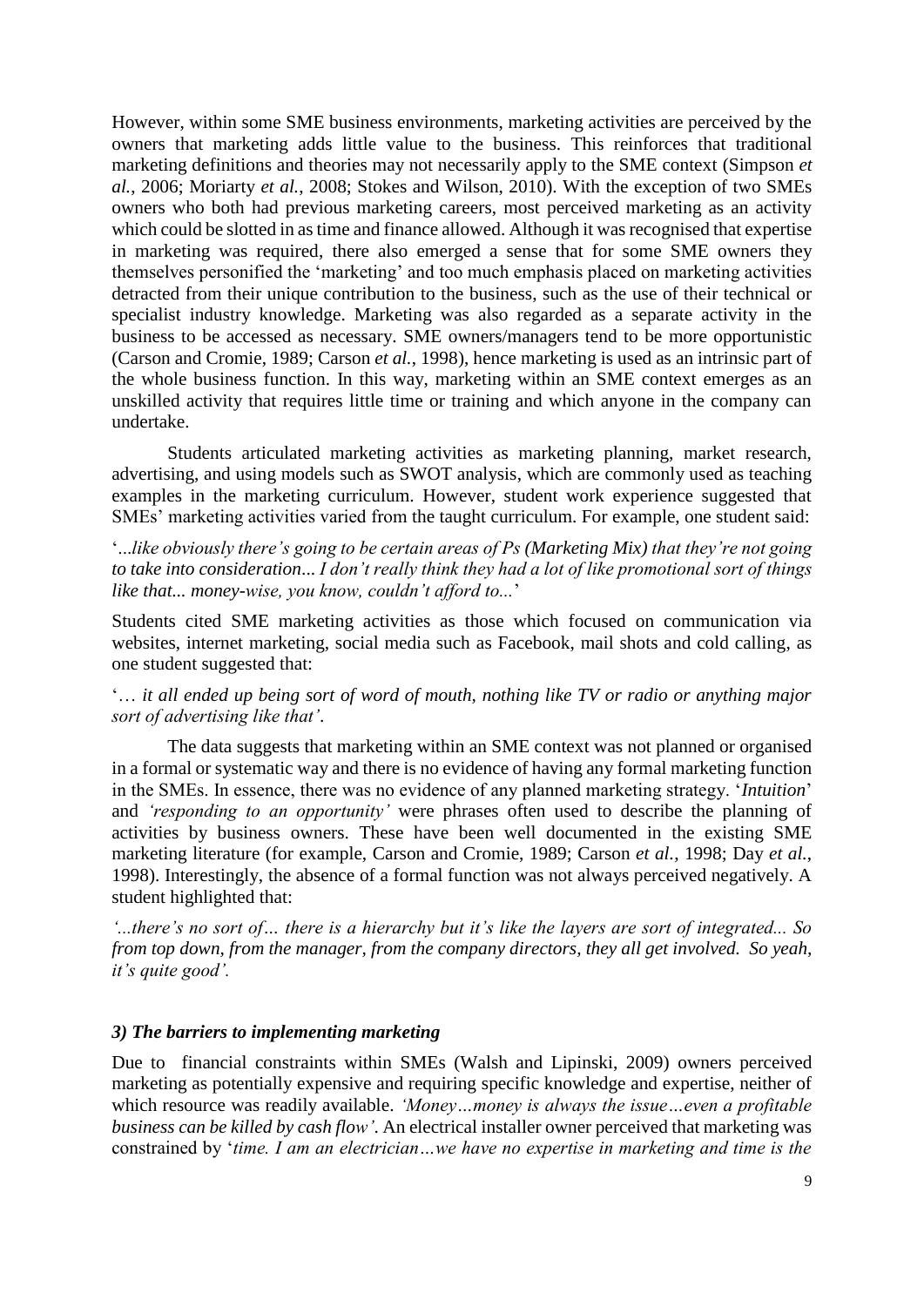However, within some SME business environments, marketing activities are perceived by the owners that marketing adds little value to the business. This reinforces that traditional marketing definitions and theories may not necessarily apply to the SME context (Simpson *et al.*, 2006; Moriarty *et al.*, 2008; Stokes and Wilson, 2010). With the exception of two SMEs owners who both had previous marketing careers, most perceived marketing as an activity which could be slotted in as time and finance allowed. Although it was recognised that expertise in marketing was required, there also emerged a sense that for some SME owners they themselves personified the 'marketing' and too much emphasis placed on marketing activities detracted from their unique contribution to the business, such as the use of their technical or specialist industry knowledge. Marketing was also regarded as a separate activity in the business to be accessed as necessary. SME owners/managers tend to be more opportunistic (Carson and Cromie, 1989; Carson *et al.*, 1998), hence marketing is used as an intrinsic part of the whole business function. In this way, marketing within an SME context emerges as an unskilled activity that requires little time or training and which anyone in the company can undertake.

Students articulated marketing activities as marketing planning, market research, advertising, and using models such as SWOT analysis, which are commonly used as teaching examples in the marketing curriculum. However, student work experience suggested that SMEs' marketing activities varied from the taught curriculum. For example, one student said:

'*...like obviously there's going to be certain areas of Ps (Marketing Mix) that they're not going to take into consideration... I don't really think they had a lot of like promotional sort of things like that... money-wise, you know, couldn't afford to...*'

Students cited SME marketing activities as those which focused on communication via websites, internet marketing, social media such as Facebook, mail shots and cold calling, as one student suggested that:

'*… it all ended up being sort of word of mouth, nothing like TV or radio or anything major sort of advertising like that'*.

The data suggests that marketing within an SME context was not planned or organised in a formal or systematic way and there is no evidence of having any formal marketing function in the SMEs. In essence, there was no evidence of any planned marketing strategy. '*Intuition*' and *'responding to an opportunity'* were phrases often used to describe the planning of activities by business owners. These have been well documented in the existing SME marketing literature (for example, Carson and Cromie, 1989; Carson *et al.*, 1998; Day *et al.*, 1998). Interestingly, the absence of a formal function was not always perceived negatively. A student highlighted that:

*'...there's no sort of… there is a hierarchy but it's like the layers are sort of integrated... So from top down, from the manager, from the company directors, they all get involved. So yeah, it's quite good'.*

### *3) The barriers to implementing marketing*

Due to financial constraints within SMEs (Walsh and Lipinski, 2009) owners perceived marketing as potentially expensive and requiring specific knowledge and expertise, neither of which resource was readily available. *'Money…money is always the issue…even a profitable business can be killed by cash flow'*. An electrical installer owner perceived that marketing was constrained by '*time. I am an electrician…we have no expertise in marketing and time is the*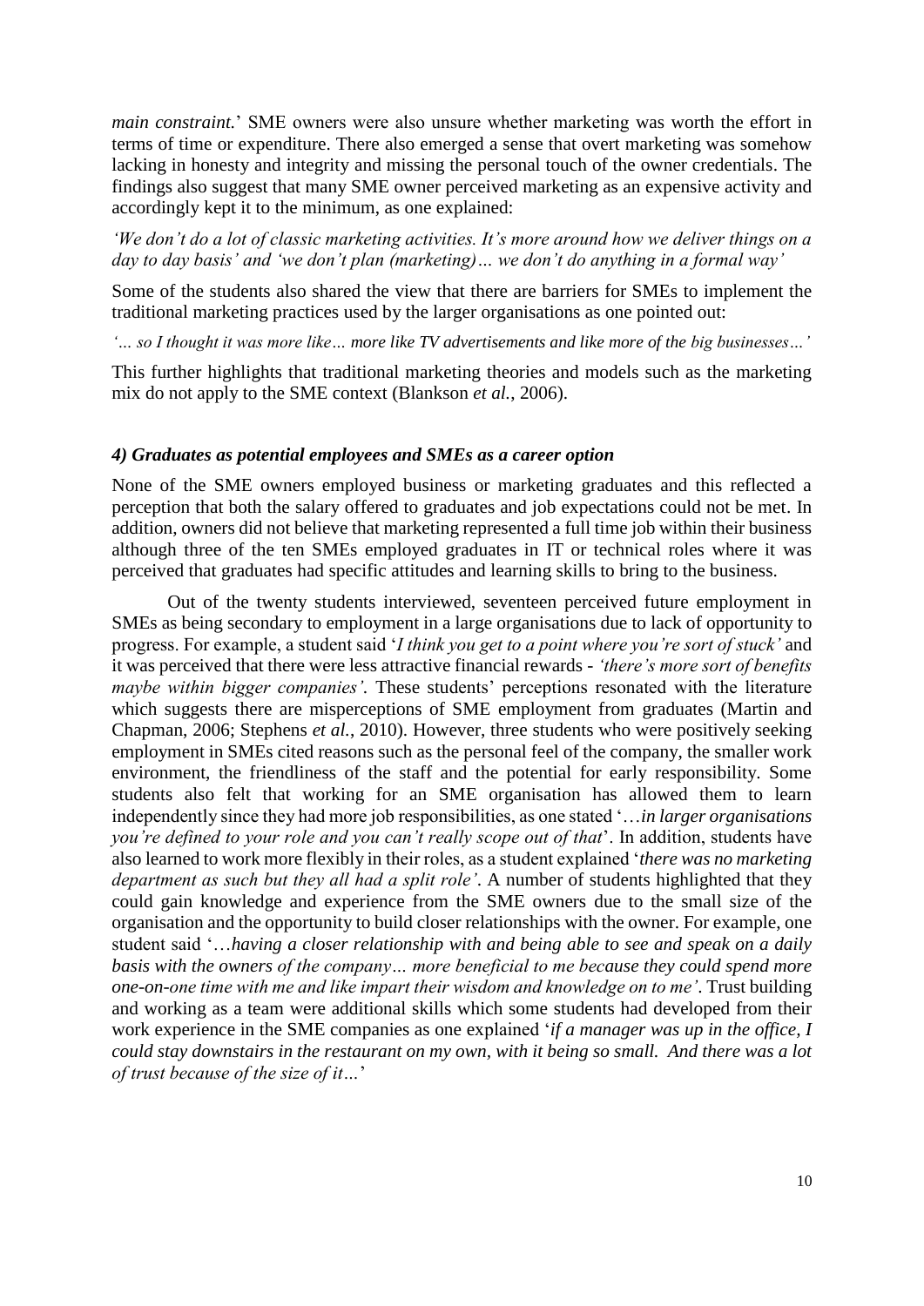*main constraint.*' SME owners were also unsure whether marketing was worth the effort in terms of time or expenditure. There also emerged a sense that overt marketing was somehow lacking in honesty and integrity and missing the personal touch of the owner credentials. The findings also suggest that many SME owner perceived marketing as an expensive activity and accordingly kept it to the minimum, as one explained:

*'We don't do a lot of classic marketing activities. It's more around how we deliver things on a day to day basis' and 'we don't plan (marketing)… we don't do anything in a formal way'*

Some of the students also shared the view that there are barriers for SMEs to implement the traditional marketing practices used by the larger organisations as one pointed out:

*'… so I thought it was more like… more like TV advertisements and like more of the big businesses…'*

This further highlights that traditional marketing theories and models such as the marketing mix do not apply to the SME context (Blankson *et al.*, 2006).

### *4) Graduates as potential employees and SMEs as a career option*

None of the SME owners employed business or marketing graduates and this reflected a perception that both the salary offered to graduates and job expectations could not be met. In addition, owners did not believe that marketing represented a full time job within their business although three of the ten SMEs employed graduates in IT or technical roles where it was perceived that graduates had specific attitudes and learning skills to bring to the business.

Out of the twenty students interviewed, seventeen perceived future employment in SMEs as being secondary to employment in a large organisations due to lack of opportunity to progress. For example, a student said '*I think you get to a point where you're sort of stuck'* and it was perceived that there were less attractive financial rewards - *'there's more sort of benefits maybe within bigger companies'*. These students' perceptions resonated with the literature which suggests there are misperceptions of SME employment from graduates (Martin and Chapman, 2006; Stephens *et al.*, 2010). However, three students who were positively seeking employment in SMEs cited reasons such as the personal feel of the company, the smaller work environment, the friendliness of the staff and the potential for early responsibility. Some students also felt that working for an SME organisation has allowed them to learn independently since they had more job responsibilities, as one stated '…*in larger organisations you're defined to your role and you can't really scope out of that*'. In addition, students have also learned to work more flexibly in their roles, as a student explained '*there was no marketing department as such but they all had a split role'*. A number of students highlighted that they could gain knowledge and experience from the SME owners due to the small size of the organisation and the opportunity to build closer relationships with the owner. For example, one student said '…*having a closer relationship with and being able to see and speak on a daily basis with the owners of the company… more beneficial to me because they could spend more one-on-one time with me and like impart their wisdom and knowledge on to me'*. Trust building and working as a team were additional skills which some students had developed from their work experience in the SME companies as one explained '*if a manager was up in the office, I could stay downstairs in the restaurant on my own, with it being so small. And there was a lot of trust because of the size of it…*'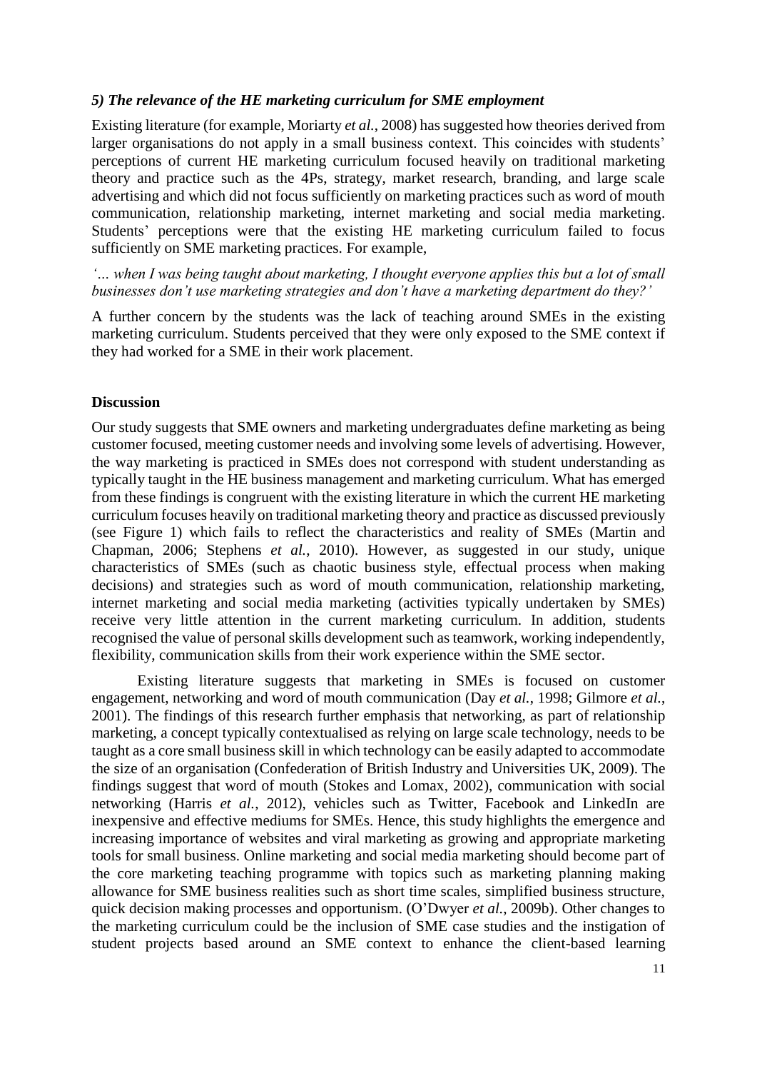### *5) The relevance of the HE marketing curriculum for SME employment*

Existing literature (for example, Moriarty *et al.*, 2008) has suggested how theories derived from larger organisations do not apply in a small business context. This coincides with students' perceptions of current HE marketing curriculum focused heavily on traditional marketing theory and practice such as the 4Ps, strategy, market research, branding, and large scale advertising and which did not focus sufficiently on marketing practices such as word of mouth communication, relationship marketing, internet marketing and social media marketing. Students' perceptions were that the existing HE marketing curriculum failed to focus sufficiently on SME marketing practices. For example,

*'… when I was being taught about marketing, I thought everyone applies this but a lot of small businesses don't use marketing strategies and don't have a marketing department do they?'*

A further concern by the students was the lack of teaching around SMEs in the existing marketing curriculum. Students perceived that they were only exposed to the SME context if they had worked for a SME in their work placement.

## Discussion

Our study suggests that SME owners and marketing undergraduates define marketing as being customer focused, meeting customer needs and involving some levels of advertising. However, the way marketing is practiced in SMEs does not correspond with student understanding as typically taught in the HE business management and marketing curriculum. What has emerged from these findings is congruent with the existing literature in which the current HE marketing curriculum focuses heavily on traditional marketing theory and practice as discussed previously (see Figure 1) which fails to reflect the characteristics and reality of SMEs (Martin and Chapman, 2006; Stephens *et al.*, 2010). However, as suggested in our study, unique characteristics of SMEs (such as chaotic business style, effectual process when making decisions) and strategies such as word of mouth communication, relationship marketing, internet marketing and social media marketing (activities typically undertaken by SMEs) receive very little attention in the current marketing curriculum. In addition, students recognised the value of personal skills development such as teamwork, working independently, flexibility, communication skills from their work experience within the SME sector.

Existing literature suggests that marketing in SMEs is focused on customer engagement, networking and word of mouth communication (Day *et al.*, 1998; Gilmore *et al.*, 2001). The findings of this research further emphasis that networking, as part of relationship marketing, a concept typically contextualised as relying on large scale technology, needs to be taught as a core small business skill in which technology can be easily adapted to accommodate the size of an organisation (Confederation of British Industry and Universities UK, 2009). The findings suggest that word of mouth (Stokes and Lomax, 2002), communication with social networking (Harris *et al.*, 2012), vehicles such as Twitter, Facebook and LinkedIn are inexpensive and effective mediums for SMEs. Hence, this study highlights the emergence and increasing importance of websites and viral marketing as growing and appropriate marketing tools for small business. Online marketing and social media marketing should become part of the core marketing teaching programme with topics such as marketing planning making allowance for SME business realities such as short time scales, simplified business structure, quick decision making processes and opportunism. (O'Dwyer *et al.*, 2009b). Other changes to the marketing curriculum could be the inclusion of SME case studies and the instigation of student projects based around an SME context to enhance the client-based learning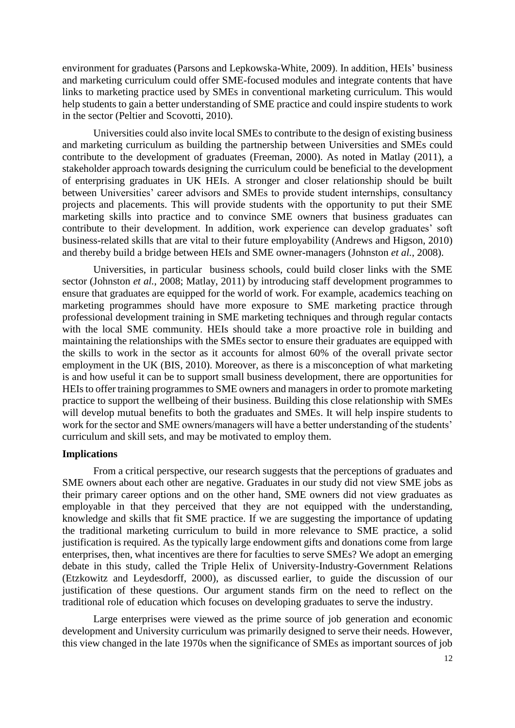environment for graduates (Parsons and Lepkowska-White, 2009). In addition, HEIs' business and marketing curriculum could offer SME-focused modules and integrate contents that have links to marketing practice used by SMEs in conventional marketing curriculum. This would help students to gain a better understanding of SME practice and could inspire students to work in the sector (Peltier and Scovotti, 2010).

Universities could also invite local SMEs to contribute to the design of existing business and marketing curriculum as building the partnership between Universities and SMEs could contribute to the development of graduates (Freeman, 2000). As noted in Matlay (2011), a stakeholder approach towards designing the curriculum could be beneficial to the development of enterprising graduates in UK HEIs. A stronger and closer relationship should be built between Universities' career advisors and SMEs to provide student internships, consultancy projects and placements. This will provide students with the opportunity to put their SME marketing skills into practice and to convince SME owners that business graduates can contribute to their development. In addition, work experience can develop graduates' soft business-related skills that are vital to their future employability (Andrews and Higson, 2010) and thereby build a bridge between HEIs and SME owner-managers (Johnston *et al.*, 2008).

Universities, in particular business schools, could build closer links with the SME sector (Johnston *et al.*, 2008; Matlay, 2011) by introducing staff development programmes to ensure that graduates are equipped for the world of work. For example, academics teaching on marketing programmes should have more exposure to SME marketing practice through professional development training in SME marketing techniques and through regular contacts with the local SME community. HEIs should take a more proactive role in building and maintaining the relationships with the SMEs sector to ensure their graduates are equipped with the skills to work in the sector as it accounts for almost 60% of the overall private sector employment in the UK (BIS, 2010). Moreover, as there is a misconception of what marketing is and how useful it can be to support small business development, there are opportunities for HEIs to offer training programmes to SME owners and managers in order to promote marketing practice to support the wellbeing of their business. Building this close relationship with SMEs will develop mutual benefits to both the graduates and SMEs. It will help inspire students to work for the sector and SME owners/managers will have a better understanding of the students' curriculum and skill sets, and may be motivated to employ them.

**Implications**

From a critical perspective, our research suggests that the perceptions of graduates and SME owners about each other are negative. Graduates in our study did not view SME jobs as their primary career options and on the other hand, SME owners did not view graduates as employable in that they perceived that they are not equipped with the understanding, knowledge and skills that fit SME practice. If we are suggesting the importance of updating the traditional marketing curriculum to build in more relevance to SME practice, a solid justification is required. As the typically large endowment gifts and donations come from large enterprises, then, what incentives are there for faculties to serve SMEs? We adopt an emerging debate in this study, called the Triple Helix of University-Industry-Government Relations (Etzkowitz and Leydesdorff, 2000), as discussed earlier, to guide the discussion of our justification of these questions. Our argument stands firm on the need to reflect on the traditional role of education which focuses on developing graduates to serve the industry.

Large enterprises were viewed as the prime source of job generation and economic development and University curriculum was primarily designed to serve their needs. However, this view changed in the late 1970s when the significance of SMEs as important sources of job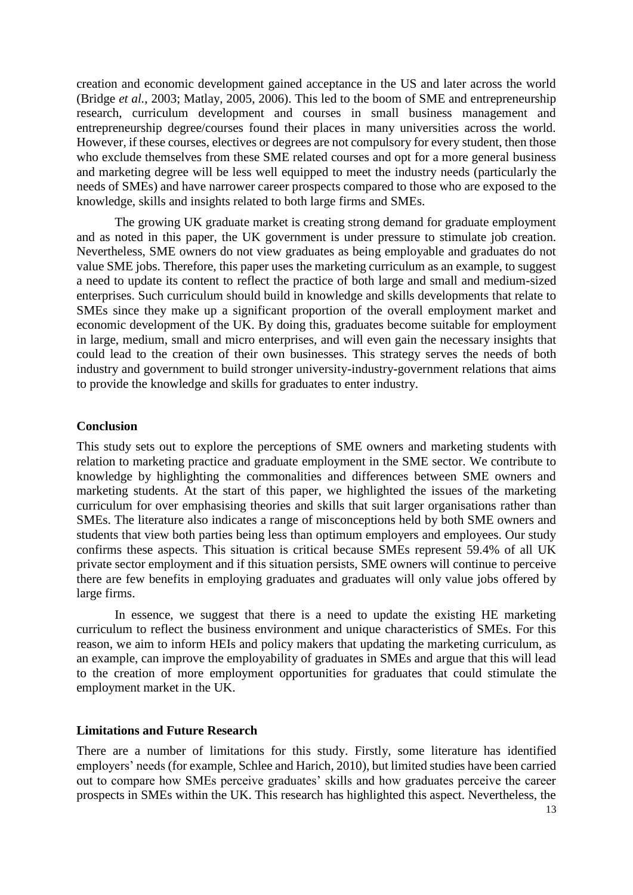creation and economic development gained acceptance in the US and later across the world (Bridge *et al.*, 2003; Matlay, 2005, 2006). This led to the boom of SME and entrepreneurship research, curriculum development and courses in small business management and entrepreneurship degree/courses found their places in many universities across the world. However, if these courses, electives or degrees are not compulsory for every student, then those who exclude themselves from these SME related courses and opt for a more general business and marketing degree will be less well equipped to meet the industry needs (particularly the needs of SMEs) and have narrower career prospects compared to those who are exposed to the knowledge, skills and insights related to both large firms and SMEs.

The growing UK graduate market is creating strong demand for graduate employment and as noted in this paper, the UK government is under pressure to stimulate job creation. Nevertheless, SME owners do not view graduates as being employable and graduates do not value SME jobs. Therefore, this paper uses the marketing curriculum as an example, to suggest a need to update its content to reflect the practice of both large and small and medium-sized enterprises. Such curriculum should build in knowledge and skills developments that relate to SMEs since they make up a significant proportion of the overall employment market and economic development of the UK. By doing this, graduates become suitable for employment in large, medium, small and micro enterprises, and will even gain the necessary insights that could lead to the creation of their own businesses. This strategy serves the needs of both industry and government to build stronger university-industry-government relations that aims to provide the knowledge and skills for graduates to enter industry.

## Conclusion

This study sets out to explore the perceptions of SME owners and marketing students with relation to marketing practice and graduate employment in the SME sector. We contribute to knowledge by highlighting the commonalities and differences between SME owners and marketing students. At the start of this paper, we highlighted the issues of the marketing curriculum for over emphasising theories and skills that suit larger organisations rather than SMEs. The literature also indicates a range of misconceptions held by both SME owners and students that view both parties being less than optimum employers and employees. Our study confirms these aspects. This situation is critical because SMEs represent 59.4% of all UK private sector employment and if this situation persists, SME owners will continue to perceive there are few benefits in employing graduates and graduates will only value jobs offered by large firms.

In essence, we suggest that there is a need to update the existing HE marketing curriculum to reflect the business environment and unique characteristics of SMEs. For this reason, we aim to inform HEIs and policy makers that updating the marketing curriculum, as an example, can improve the employability of graduates in SMEs and argue that this will lead to the creation of more employment opportunities for graduates that could stimulate the employment market in the UK.

## Limitations and Future Research

There are a number of limitations for this study. Firstly, some literature has identified employers' needs (for example, Schlee and Harich, 2010), but limited studies have been carried out to compare how SMEs perceive graduates' skills and how graduates perceive the career prospects in SMEs within the UK. This research has highlighted this aspect. Nevertheless, the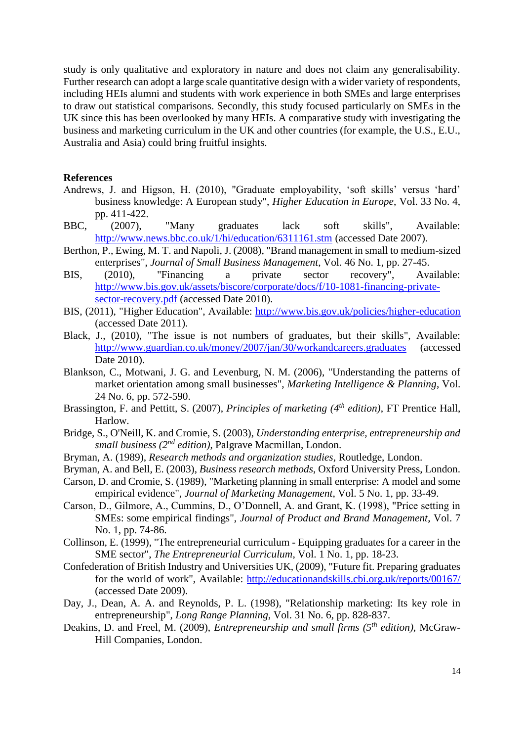study is only qualitative and exploratory in nature and does not claim any generalisability. Further research can adopt a large scale quantitative design with a wider variety of respondents, including HEIs alumni and students with work experience in both SMEs and large enterprises to draw out statistical comparisons. Secondly, this study focused particularly on SMEs in the UK since this has been overlooked by many HEIs. A comparative study with investigating the business and marketing curriculum in the UK and other countries (for example, the U.S., E.U., Australia and Asia) could bring fruitful insights.

## References

Andrews, J. and Higson, H. (2010), "Graduate employability, 'soft skills' versus 'hard' business knowledge: A European study", *Higher Education in Europe*, Vol. 33 No. 4, pp. 411-422.

BBC, (2007), "Many graduates lack soft skills", Available: http://www.news.bbc.co.uk/1/hi/education/6311161.stm (accessed Date 2007).

Berthon, P., Ewing, M. T. and Napoli, J. (2008), "Brand management in small to medium-sized enterprises", *Journal of Small Business Management*, Vol. 46 No. 1, pp. 27-45.

BIS, (2010), "Financing a private sector recovery", Available: http://www.bis.gov.uk/assets/biscore/corporate/docs/f/10-1081-financing-private-sector-recovery.pdf (accessed Date 2010).

BIS, (2011), "Higher Education", Available: http://www.bis.gov.uk/policies/higher-education (accessed Date 2011).

Black, J., (2010), "The issue is not numbers of graduates, but their skills", Available: http://www.guardian.co.uk/money/2007/jan/30/workandcareers.graduates (accessed Date 2010).

Blankson, C., Motwani, J. G. and Levenburg, N. M. (2006), "Understanding the patterns of market orientation among small businesses", *Marketing Intelligence & Planning*, Vol. 24 No. 6, pp. 572-590.

Brassington, F. and Pettitt, S. (2007), *Principles of marketing (4th edition)*, FT Prentice Hall, Harlow.

Bridge, S., O'Neill, K. and Cromie, S. (2003), *Understanding enterprise, entrepreneurship and small business (2nd edition)*, Palgrave Macmillan, London.

Bryman, A. (1989), *Research methods and organization studies*, Routledge, London.

Bryman, A. and Bell, E. (2003), *Business research methods*, Oxford University Press, London.

Carson, D. and Cromie, S. (1989), "Marketing planning in small enterprise: A model and some empirical evidence", *Journal of Marketing Management*, Vol. 5 No. 1, pp. 33-49.

Carson, D., Gilmore, A., Cummins, D., O'Donnell, A. and Grant, K. (1998), "Price setting in SMEs: some empirical findings", *Journal of Product and Brand Management*, Vol. 7 No. 1, pp. 74-86.

Collinson, E. (1999), "The entrepreneurial curriculum - Equipping graduates for a career in the SME sector", *The Entrepreneurial Curriculum*, Vol. 1 No. 1, pp. 18-23.

Confederation of British Industry and Universities UK, (2009), "Future fit. Preparing graduates for the world of work", Available: http://educationandskills.cbi.org.uk/reports/00167/ (accessed Date 2009).

Day, J., Dean, A. A. and Reynolds, P. L. (1998), "Relationship marketing: Its key role in entrepreneurship", *Long Range Planning*, Vol. 31 No. 6, pp. 828-837.

Deakins, D. and Freel, M. (2009), *Entrepreneurship and small firms (5th edition)*, McGraw-Hill Companies, London.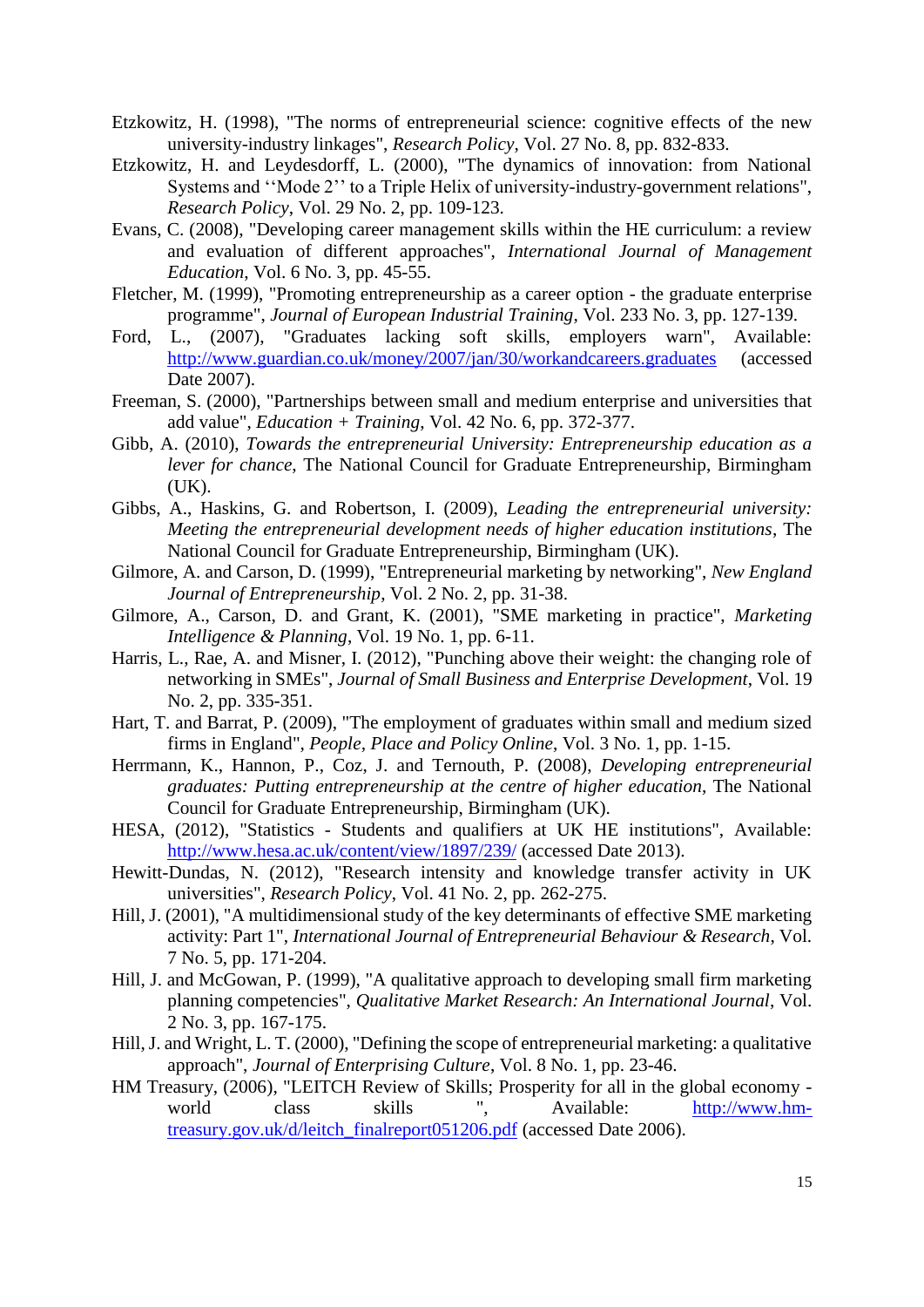Etzkowitz, H. (1998), "The norms of entrepreneurial science: cognitive effects of the new university-industry linkages", *Research Policy*, Vol. 27 No. 8, pp. 832-833.

Etzkowitz, H. and Leydesdorff, L. (2000), "The dynamics of innovation: from National Systems and ''Mode 2'' to a Triple Helix of university-industry-government relations", *Research Policy*, Vol. 29 No. 2, pp. 109-123.

Evans, C. (2008), "Developing career management skills within the HE curriculum: a review and evaluation of different approaches", *International Journal of Management Education*, Vol. 6 No. 3, pp. 45-55.

Fletcher, M. (1999), "Promoting entrepreneurship as a career option - the graduate enterprise programme", *Journal of European Industrial Training*, Vol. 233 No. 3, pp. 127-139.

Ford, L., (2007), "Graduates lacking soft skills, employers warn", Available: http://www.guardian.co.uk/money/2007/jan/30/workandcareers.graduates (accessed Date 2007).

Freeman, S. (2000), "Partnerships between small and medium enterprise and universities that add value", *Education + Training*, Vol. 42 No. 6, pp. 372-377.

Gibb, A. (2010), *Towards the entrepreneurial University: Entrepreneurship education as a lever for chance*, The National Council for Graduate Entrepreneurship, Birmingham (UK).

Gibbs, A., Haskins, G. and Robertson, I. (2009), *Leading the entrepreneurial university: Meeting the entrepreneurial development needs of higher education institutions*, The National Council for Graduate Entrepreneurship, Birmingham (UK).

Gilmore, A. and Carson, D. (1999), "Entrepreneurial marketing by networking", *New England Journal of Entrepreneurship*, Vol. 2 No. 2, pp. 31-38.

Gilmore, A., Carson, D. and Grant, K. (2001), "SME marketing in practice", *Marketing Intelligence & Planning*, Vol. 19 No. 1, pp. 6-11.

Harris, L., Rae, A. and Misner, I. (2012), "Punching above their weight: the changing role of networking in SMEs", *Journal of Small Business and Enterprise Development*, Vol. 19 No. 2, pp. 335-351.

Hart, T. and Barrat, P. (2009), "The employment of graduates within small and medium sized firms in England", *People, Place and Policy Online*, Vol. 3 No. 1, pp. 1-15.

Herrmann, K., Hannon, P., Coz, J. and Ternouth, P. (2008), *Developing entrepreneurial graduates: Putting entrepreneurship at the centre of higher education*, The National Council for Graduate Entrepreneurship, Birmingham (UK).

HESA, (2012), "Statistics - Students and qualifiers at UK HE institutions", Available: http://www.hesa.ac.uk/content/view/1897/239/ (accessed Date 2013).

Hewitt-Dundas, N. (2012), "Research intensity and knowledge transfer activity in UK universities", *Research Policy*, Vol. 41 No. 2, pp. 262-275.

Hill, J. (2001), "A multidimensional study of the key determinants of effective SME marketing activity: Part 1", *International Journal of Entrepreneurial Behaviour & Research*, Vol. 7 No. 5, pp. 171-204.

Hill, J. and McGowan, P. (1999), "A qualitative approach to developing small firm marketing planning competencies", *Qualitative Market Research: An International Journal*, Vol. 2 No. 3, pp. 167-175.

Hill, J. and Wright, L. T. (2000), "Defining the scope of entrepreneurial marketing: a qualitative approach", *Journal of Enterprising Culture*, Vol. 8 No. 1, pp. 23-46.

HM Treasury, (2006), "LEITCH Review of Skills; Prosperity for all in the global economy - world class skills ", Available: http://www.hm-treasury.gov.uk/d/leitch_finalreport051206.pdf (accessed Date 2006).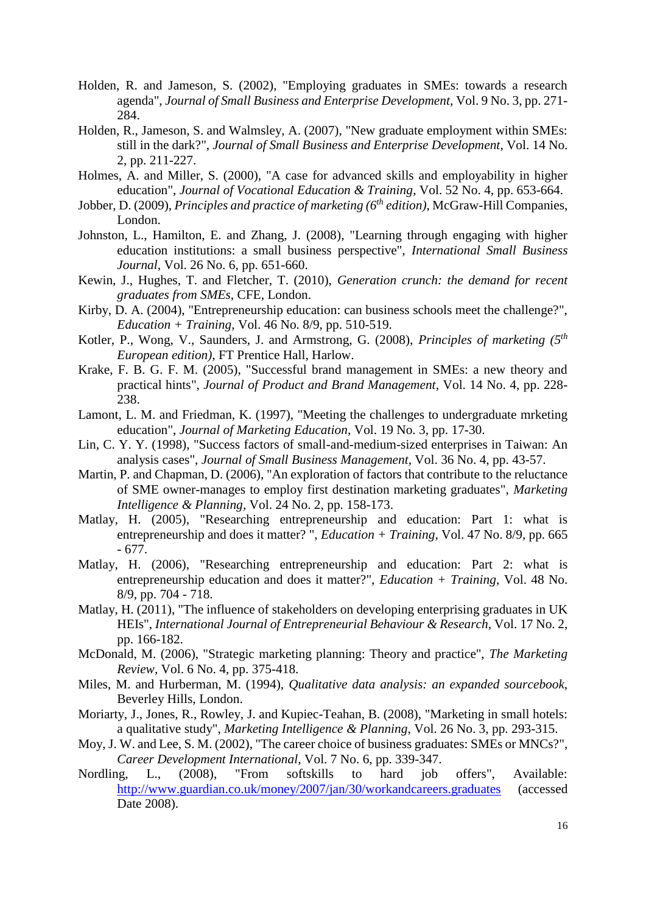Holden, R. and Jameson, S. (2002), "Employing graduates in SMEs: towards a research agenda", *Journal of Small Business and Enterprise Development*, Vol. 9 No. 3, pp. 271-284.

Holden, R., Jameson, S. and Walmsley, A. (2007), "New graduate employment within SMEs: still in the dark?", *Journal of Small Business and Enterprise Development*, Vol. 14 No. 2, pp. 211-227.

Holmes, A. and Miller, S. (2000), "A case for advanced skills and employability in higher education", *Journal of Vocational Education & Training*, Vol. 52 No. 4, pp. 653-664.

Jobber, D. (2009), *Principles and practice of marketing (6th edition)*, McGraw-Hill Companies, London.

Johnston, L., Hamilton, E. and Zhang, J. (2008), "Learning through engaging with higher education institutions: a small business perspective", *International Small Business Journal*, Vol. 26 No. 6, pp. 651-660.

Kewin, J., Hughes, T. and Fletcher, T. (2010), *Generation crunch: the demand for recent graduates from SMEs*, CFE, London.

Kirby, D. A. (2004), "Entrepreneurship education: can business schools meet the challenge?", *Education + Training*, Vol. 46 No. 8/9, pp. 510-519.

Kotler, P., Wong, V., Saunders, J. and Armstrong, G. (2008), *Principles of marketing (5th European edition)*, FT Prentice Hall, Harlow.

Krake, F. B. G. F. M. (2005), "Successful brand management in SMEs: a new theory and practical hints", *Journal of Product and Brand Management*, Vol. 14 No. 4, pp. 228-238.

Lamont, L. M. and Friedman, K. (1997), "Meeting the challenges to undergraduate mrketing education", *Journal of Marketing Education*, Vol. 19 No. 3, pp. 17-30.

Lin, C. Y. Y. (1998), "Success factors of small-and-medium-sized enterprises in Taiwan: An analysis cases", *Journal of Small Business Management*, Vol. 36 No. 4, pp. 43-57.

Martin, P. and Chapman, D. (2006), "An exploration of factors that contribute to the reluctance of SME owner-manages to employ first destination marketing graduates", *Marketing Intelligence & Planning*, Vol. 24 No. 2, pp. 158-173.

Matlay, H. (2005), "Researching entrepreneurship and education: Part 1: what is entrepreneurship and does it matter? ", *Education + Training*, Vol. 47 No. 8/9, pp. 665 - 677.

Matlay, H. (2006), "Researching entrepreneurship and education: Part 2: what is entrepreneurship education and does it matter?", *Education + Training*, Vol. 48 No. 8/9, pp. 704 - 718.

Matlay, H. (2011), "The influence of stakeholders on developing enterprising graduates in UK HEIs", *International Journal of Entrepreneurial Behaviour & Research*, Vol. 17 No. 2, pp. 166-182.

McDonald, M. (2006), "Strategic marketing planning: Theory and practice", *The Marketing Review*, Vol. 6 No. 4, pp. 375-418.

Miles, M. and Hurberman, M. (1994), *Qualitative data analysis: an expanded sourcebook*, Beverley Hills, London.

Moriarty, J., Jones, R., Rowley, J. and Kupiec-Teahan, B. (2008), "Marketing in small hotels: a qualitative study", *Marketing Intelligence & Planning*, Vol. 26 No. 3, pp. 293-315.

Moy, J. W. and Lee, S. M. (2002), "The career choice of business graduates: SMEs or MNCs?", *Career Development International*, Vol. 7 No. 6, pp. 339-347.

Nordling, L., (2008), "From softskills to hard job offers", Available: http://www.guardian.co.uk/money/2007/jan/30/workandcareers.graduates (accessed Date 2008).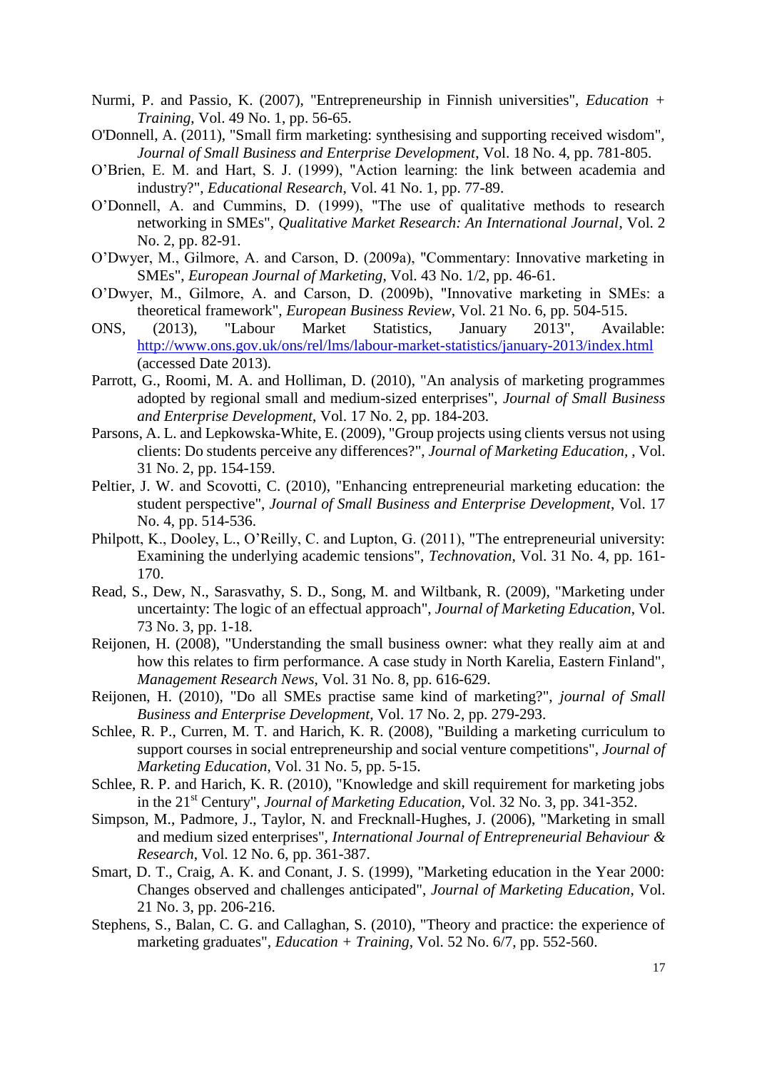Nurmi, P. and Passio, K. (2007), "Entrepreneurship in Finnish universities", *Education + Training*, Vol. 49 No. 1, pp. 56-65.

O'Donnell, A. (2011), "Small firm marketing: synthesising and supporting received wisdom", *Journal of Small Business and Enterprise Development*, Vol. 18 No. 4, pp. 781-805.

O'Brien, E. M. and Hart, S. J. (1999), "Action learning: the link between academia and industry?", *Educational Research*, Vol. 41 No. 1, pp. 77-89.

O'Donnell, A. and Cummins, D. (1999), "The use of qualitative methods to research networking in SMEs", *Qualitative Market Research: An International Journal*, Vol. 2 No. 2, pp. 82-91.

O'Dwyer, M., Gilmore, A. and Carson, D. (2009a), "Commentary: Innovative marketing in SMEs", *European Journal of Marketing*, Vol. 43 No. 1/2, pp. 46-61.

O'Dwyer, M., Gilmore, A. and Carson, D. (2009b), "Innovative marketing in SMEs: a theoretical framework", *European Business Review*, Vol. 21 No. 6, pp. 504-515.

ONS, (2013), "Labour Market Statistics, January 2013", Available: http://www.ons.gov.uk/ons/rel/lms/labour-market-statistics/january-2013/index.html (accessed Date 2013).

Parrott, G., Roomi, M. A. and Holliman, D. (2010), "An analysis of marketing programmes adopted by regional small and medium-sized enterprises", *Journal of Small Business and Enterprise Development*, Vol. 17 No. 2, pp. 184-203.

Parsons, A. L. and Lepkowska-White, E. (2009), "Group projects using clients versus not using clients: Do students perceive any differences?", *Journal of Marketing Education*, , Vol. 31 No. 2, pp. 154-159.

Peltier, J. W. and Scovotti, C. (2010), "Enhancing entrepreneurial marketing education: the student perspective", *Journal of Small Business and Enterprise Development*, Vol. 17 No. 4, pp. 514-536.

Philpott, K., Dooley, L., O'Reilly, C. and Lupton, G. (2011), "The entrepreneurial university: Examining the underlying academic tensions", *Technovation*, Vol. 31 No. 4, pp. 161-170.

Read, S., Dew, N., Sarasvathy, S. D., Song, M. and Wiltbank, R. (2009), "Marketing under uncertainty: The logic of an effectual approach", *Journal of Marketing Education*, Vol. 73 No. 3, pp. 1-18.

Reijonen, H. (2008), "Understanding the small business owner: what they really aim at and how this relates to firm performance. A case study in North Karelia, Eastern Finland", *Management Research News*, Vol. 31 No. 8, pp. 616-629.

Reijonen, H. (2010), "Do all SMEs practise same kind of marketing?", *journal of Small Business and Enterprise Development*, Vol. 17 No. 2, pp. 279-293.

Schlee, R. P., Curren, M. T. and Harich, K. R. (2008), "Building a marketing curriculum to support courses in social entrepreneurship and social venture competitions", *Journal of Marketing Education*, Vol. 31 No. 5, pp. 5-15.

Schlee, R. P. and Harich, K. R. (2010), "Knowledge and skill requirement for marketing jobs in the 21st Century", *Journal of Marketing Education*, Vol. 32 No. 3, pp. 341-352.

Simpson, M., Padmore, J., Taylor, N. and Frecknall-Hughes, J. (2006), "Marketing in small and medium sized enterprises", *International Journal of Entrepreneurial Behaviour & Research*, Vol. 12 No. 6, pp. 361-387.

Smart, D. T., Craig, A. K. and Conant, J. S. (1999), "Marketing education in the Year 2000: Changes observed and challenges anticipated", *Journal of Marketing Education*, Vol. 21 No. 3, pp. 206-216.

Stephens, S., Balan, C. G. and Callaghan, S. (2010), "Theory and practice: the experience of marketing graduates", *Education + Training*, Vol. 52 No. 6/7, pp. 552-560.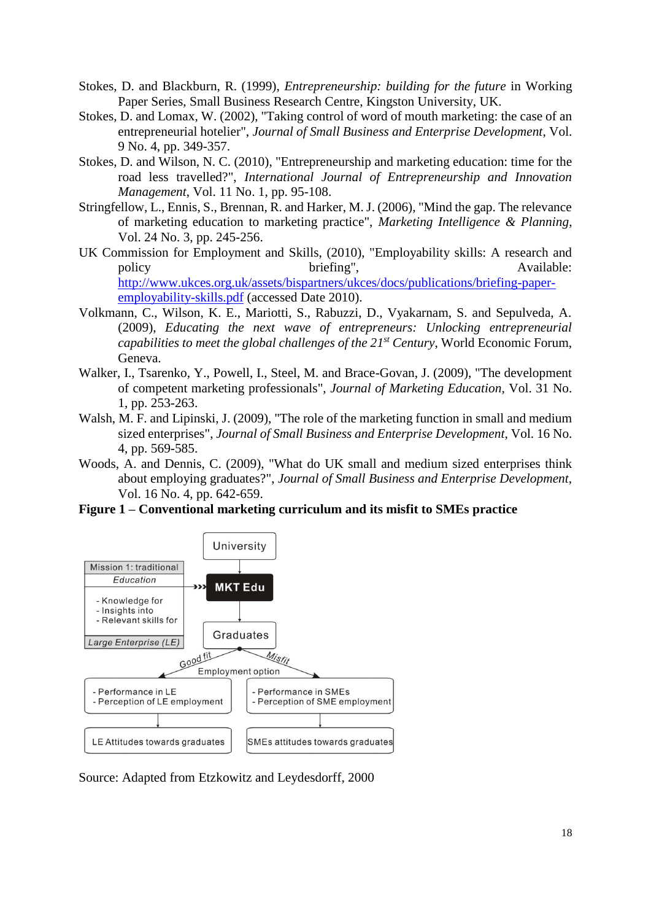Stokes, D. and Blackburn, R. (1999), *Entrepreneurship: building for the future* in Working Paper Series, Small Business Research Centre, Kingston University, UK.

Stokes, D. and Lomax, W. (2002), "Taking control of word of mouth marketing: the case of an entrepreneurial hotelier", *Journal of Small Business and Enterprise Development*, Vol. 9 No. 4, pp. 349-357.

Stokes, D. and Wilson, N. C. (2010), "Entrepreneurship and marketing education: time for the road less travelled?", *International Journal of Entrepreneurship and Innovation Management*, Vol. 11 No. 1, pp. 95-108.

Stringfellow, L., Ennis, S., Brennan, R. and Harker, M. J. (2006), "Mind the gap. The relevance of marketing education to marketing practice", *Marketing Intelligence & Planning*, Vol. 24 No. 3, pp. 245-256.

UK Commission for Employment and Skills, (2010), "Employability skills: A research and policy briefing", Available: [http://www.ukces.org.uk/assets/bispartners/ukces/docs/publications/briefing-paper-employability-skills.pdf](http://www.ukces.org.uk/assets/bispartners/ukces/docs/publications/briefing-paper-employability-skills.pdf) (accessed Date 2010).

Volkmann, C., Wilson, K. E., Mariotti, S., Rabuzzi, D., Vyakarnam, S. and Sepulveda, A. (2009), *Educating the next wave of entrepreneurs: Unlocking entrepreneurial capabilities to meet the global challenges of the 21st Century*, World Economic Forum, Geneva.

Walker, I., Tsarenko, Y., Powell, I., Steel, M. and Brace-Govan, J. (2009), "The development of competent marketing professionals", *Journal of Marketing Education*, Vol. 31 No. 1, pp. 253-263.

Walsh, M. F. and Lipinski, J. (2009), "The role of the marketing function in small and medium sized enterprises", *Journal of Small Business and Enterprise Development*, Vol. 16 No. 4, pp. 569-585.

Woods, A. and Dennis, C. (2009), "What do UK small and medium sized enterprises think about employing graduates?", *Journal of Small Business and Enterprise Development*, Vol. 16 No. 4, pp. 642-659.

**Figure 1 – Conventional marketing curriculum and its misfit to SMEs practice**

University

Mission 1: traditional *Education*
- Knowledge for
- Insights into
- Relevant skills for

*Large Enterprise (LE)*

MKT Edu

Graduates

Good fit — Employment option — Misfit

- Performance in LE
- Perception of LE employment

- Performance in SMEs
- Perception of SME employment

LE Attitudes towards graduates

SMEs attitudes towards graduates

Source: Adapted from Etzkowitz and Leydesdorff, 2000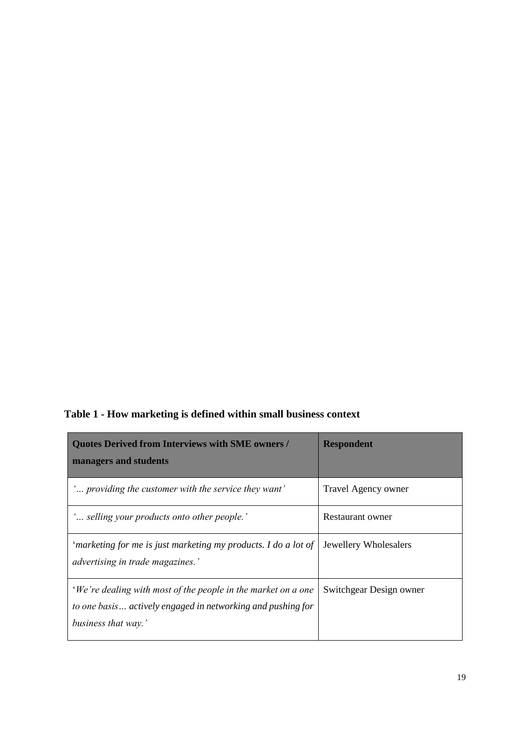**Table 1 - How marketing is defined within small business context**

| Quotes Derived from Interviews with SME owners / managers and students | Respondent |
|---|---|
| *'… providing the customer with the service they want'* | Travel Agency owner |
| *'… selling your products onto other people.'* | Restaurant owner |
| '*marketing for me is just marketing my products. I do a lot of advertising in trade magazines.'* | Jewellery Wholesalers |
| '*We're dealing with most of the people in the market on a one to one basis… actively engaged in networking and pushing for business that way.'* | Switchgear Design owner |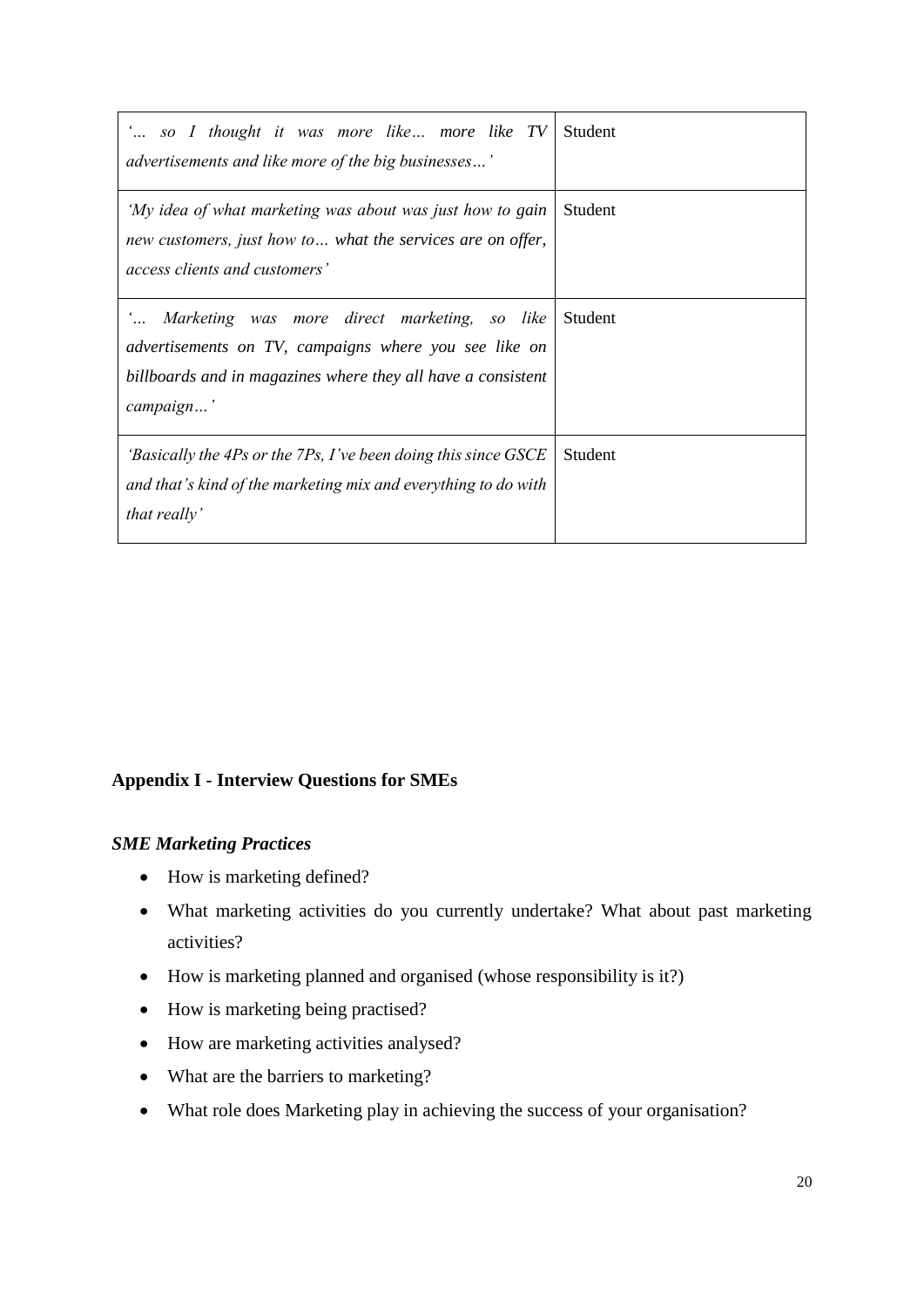| | |
|---|---|
| *'… so I thought it was more like… more like TV advertisements and like more of the big businesses…'* | Student |
| *'My idea of what marketing was about was just how to gain new customers, just how to… what the services are on offer, access clients and customers'* | Student |
| *'… Marketing was more direct marketing, so like advertisements on TV, campaigns where you see like on billboards and in magazines where they all have a consistent campaign…'* | Student |
| *'Basically the 4Ps or the 7Ps, I've been doing this since GSCE and that's kind of the marketing mix and everything to do with that really'* | Student |

## Appendix I - Interview Questions for SMEs

### *SME Marketing Practices*

- How is marketing defined?
- What marketing activities do you currently undertake? What about past marketing activities?
- How is marketing planned and organised (whose responsibility is it?)
- How is marketing being practised?
- How are marketing activities analysed?
- What are the barriers to marketing?
- What role does Marketing play in achieving the success of your organisation?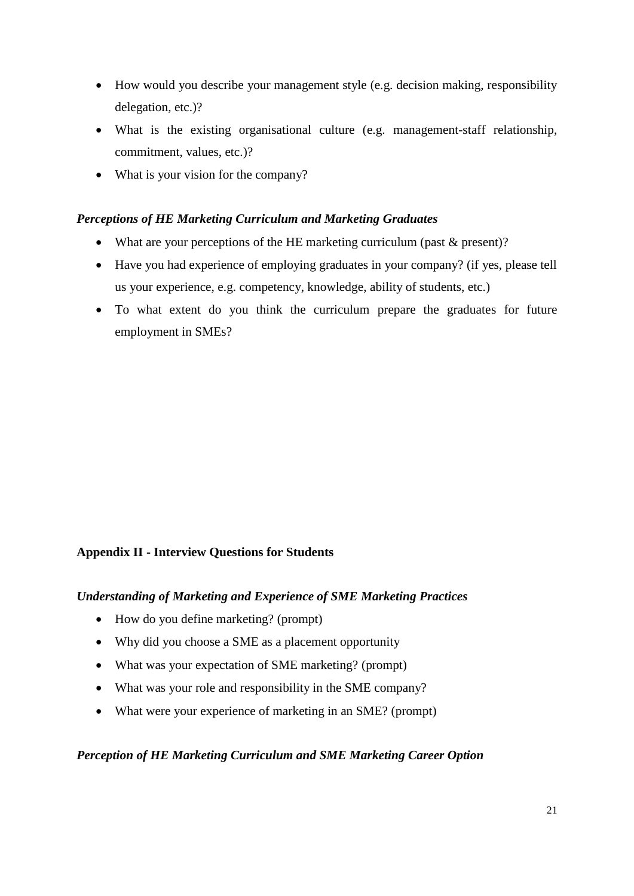- How would you describe your management style (e.g. decision making, responsibility delegation, etc.)?
- What is the existing organisational culture (e.g. management-staff relationship, commitment, values, etc.)?
- What is your vision for the company?

***Perceptions of HE Marketing Curriculum and Marketing Graduates***

- What are your perceptions of the HE marketing curriculum (past & present)?
- Have you had experience of employing graduates in your company? (if yes, please tell us your experience, e.g. competency, knowledge, ability of students, etc.)
- To what extent do you think the curriculum prepare the graduates for future employment in SMEs?

## Appendix II - Interview Questions for Students

***Understanding of Marketing and Experience of SME Marketing Practices***

- How do you define marketing? (prompt)
- Why did you choose a SME as a placement opportunity
- What was your expectation of SME marketing? (prompt)
- What was your role and responsibility in the SME company?
- What were your experience of marketing in an SME? (prompt)

***Perception of HE Marketing Curriculum and SME Marketing Career Option***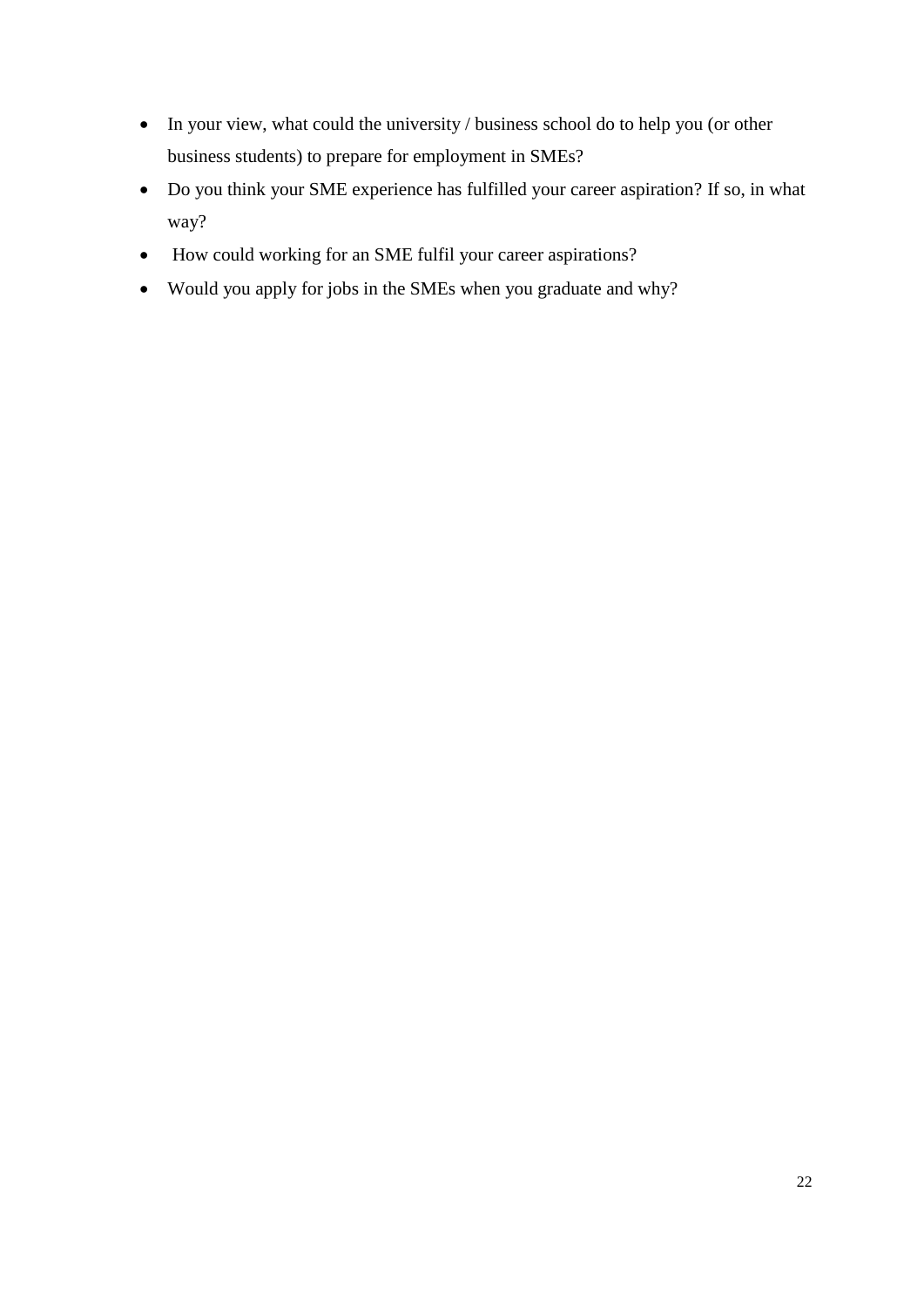- In your view, what could the university / business school do to help you (or other business students) to prepare for employment in SMEs?
- Do you think your SME experience has fulfilled your career aspiration? If so, in what way?
- How could working for an SME fulfil your career aspirations?
- Would you apply for jobs in the SMEs when you graduate and why?